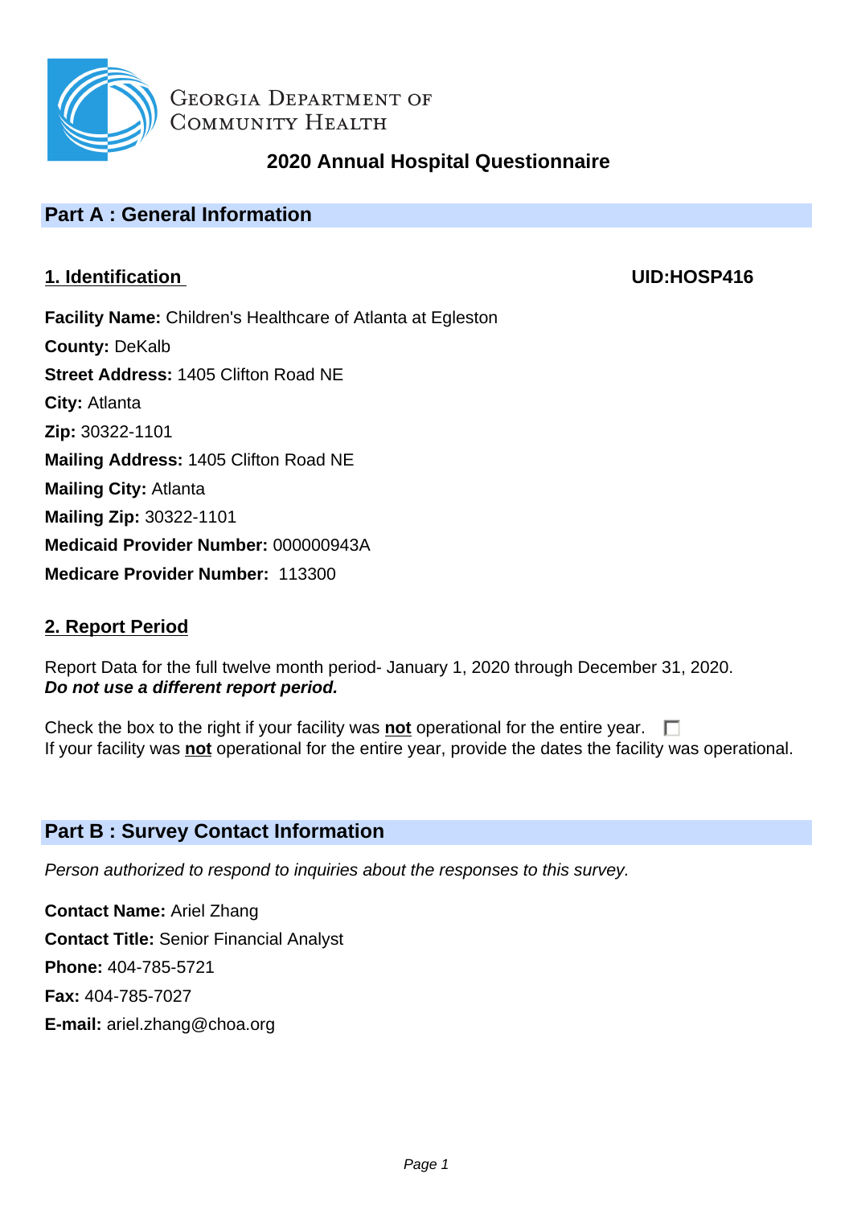Georgia Department of Community Health

# 2020 Annual Hospital Questionnaire

## Part A : General Information

### 1. Identification

**UID:HOSP416**

**Facility Name:** Children's Healthcare of Atlanta at Egleston
**County:** DeKalb
**Street Address:** 1405 Clifton Road NE
**City:** Atlanta
**Zip:** 30322-1101
**Mailing Address:** 1405 Clifton Road NE
**Mailing City:** Atlanta
**Mailing Zip:** 30322-1101
**Medicaid Provider Number:** 000000943A
**Medicare Provider Number:** 113300

### 2. Report Period

Report Data for the full twelve month period- January 1, 2020 through December 31, 2020.
***Do not use a different report period.***

Check the box to the right if your facility was **not** operational for the entire year. ☐
If your facility was **not** operational for the entire year, provide the dates the facility was operational.

## Part B : Survey Contact Information

*Person authorized to respond to inquiries about the responses to this survey.*

**Contact Name:** Ariel Zhang
**Contact Title:** Senior Financial Analyst
**Phone:** 404-785-5721
**Fax:** 404-785-7027
**E-mail:** ariel.zhang@choa.org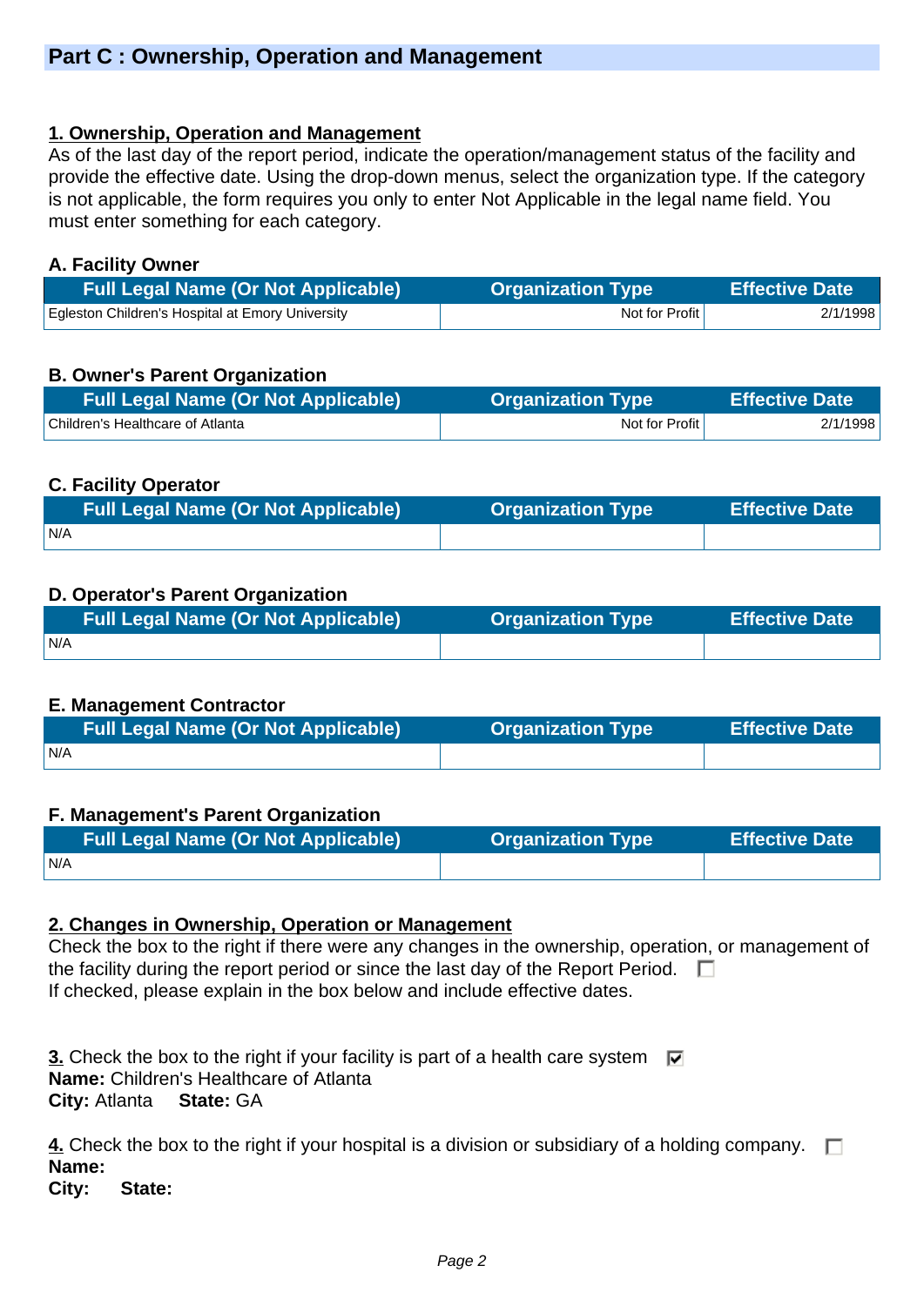## Part C : Ownership, Operation and Management

### 1. Ownership, Operation and Management

As of the last day of the report period, indicate the operation/management status of the facility and provide the effective date. Using the drop-down menus, select the organization type. If the category is not applicable, the form requires you only to enter Not Applicable in the legal name field. You must enter something for each category.

**A. Facility Owner**

| Full Legal Name (Or Not Applicable) | Organization Type | Effective Date |
|---|---|---|
| Egleston Children's Hospital at Emory University | Not for Profit | 2/1/1998 |

**B. Owner's Parent Organization**

| Full Legal Name (Or Not Applicable) | Organization Type | Effective Date |
|---|---|---|
| Children's Healthcare of Atlanta | Not for Profit | 2/1/1998 |

**C. Facility Operator**

| Full Legal Name (Or Not Applicable) | Organization Type | Effective Date |
|---|---|---|
| N/A | | |

**D. Operator's Parent Organization**

| Full Legal Name (Or Not Applicable) | Organization Type | Effective Date |
|---|---|---|
| N/A | | |

**E. Management Contractor**

| Full Legal Name (Or Not Applicable) | Organization Type | Effective Date |
|---|---|---|
| N/A | | |

**F. Management's Parent Organization**

| Full Legal Name (Or Not Applicable) | Organization Type | Effective Date |
|---|---|---|
| N/A | | |

### 2. Changes in Ownership, Operation or Management

Check the box to the right if there were any changes in the ownership, operation, or management of the facility during the report period or since the last day of the Report Period. ☐
If checked, please explain in the box below and include effective dates.

**3.** Check the box to the right if your facility is part of a health care system ☑
**Name:** Children's Healthcare of Atlanta
**City:** Atlanta **State:** GA

**4.** Check the box to the right if your hospital is a division or subsidiary of a holding company. ☐
**Name:**
**City:** **State:**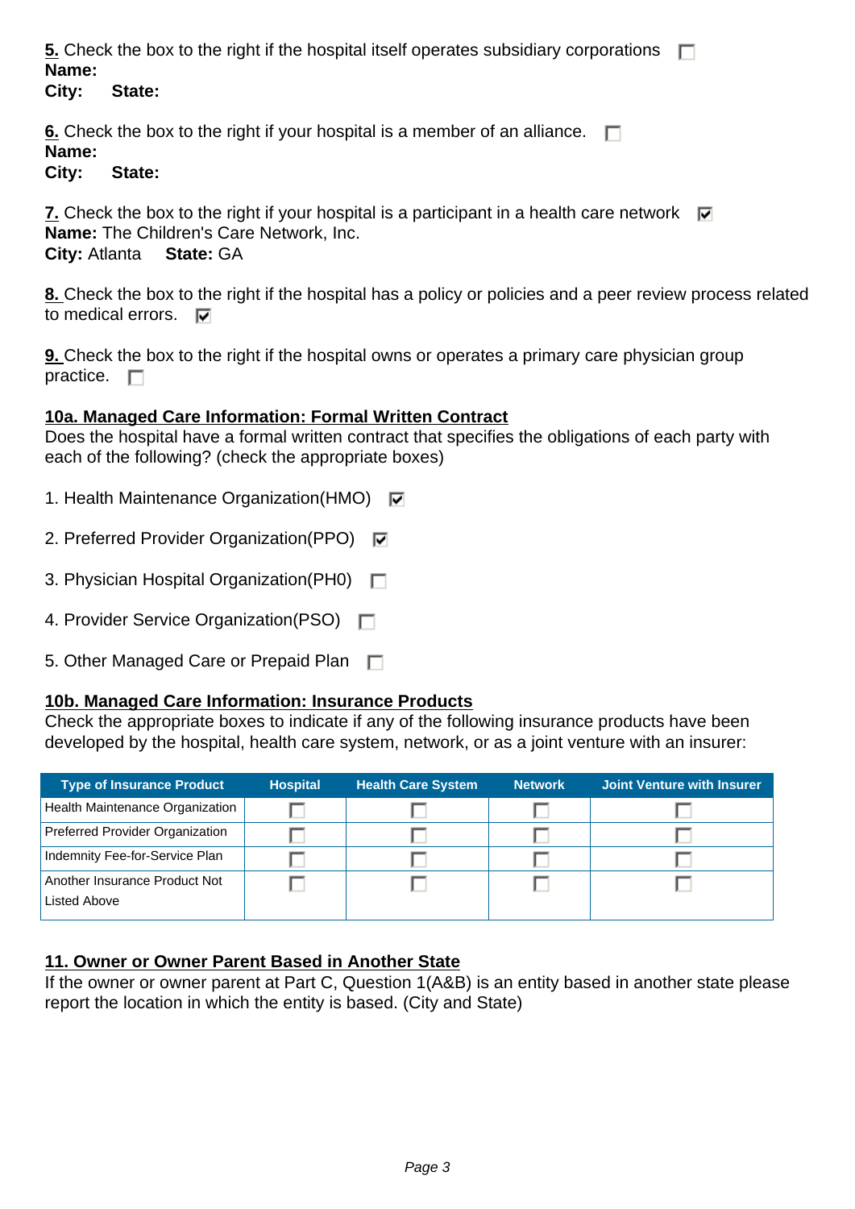**5.** Check the box to the right if the hospital itself operates subsidiary corporations ☐
**Name:**
**City:** **State:**

**6.** Check the box to the right if your hospital is a member of an alliance. ☐
**Name:**
**City:** **State:**

**7.** Check the box to the right if your hospital is a participant in a health care network ☑
**Name:** The Children's Care Network, Inc.
**City:** Atlanta **State:** GA

**8.** Check the box to the right if the hospital has a policy or policies and a peer review process related to medical errors. ☑

**9.** Check the box to the right if the hospital owns or operates a primary care physician group practice. ☐

**10a. Managed Care Information: Formal Written Contract**

Does the hospital have a formal written contract that specifies the obligations of each party with each of the following? (check the appropriate boxes)

1. Health Maintenance Organization(HMO) ☑
2. Preferred Provider Organization(PPO) ☑
3. Physician Hospital Organization(PH0) ☐
4. Provider Service Organization(PSO) ☐
5. Other Managed Care or Prepaid Plan ☐

**10b. Managed Care Information: Insurance Products**

Check the appropriate boxes to indicate if any of the following insurance products have been developed by the hospital, health care system, network, or as a joint venture with an insurer:

| Type of Insurance Product | Hospital | Health Care System | Network | Joint Venture with Insurer |
|---|---|---|---|---|
| Health Maintenance Organization | ☐ | ☐ | ☐ | ☐ |
| Preferred Provider Organization | ☐ | ☐ | ☐ | ☐ |
| Indemnity Fee-for-Service Plan | ☐ | ☐ | ☐ | ☐ |
| Another Insurance Product Not Listed Above | ☐ | ☐ | ☐ | ☐ |

**11. Owner or Owner Parent Based in Another State**

If the owner or owner parent at Part C, Question 1(A&B) is an entity based in another state please report the location in which the entity is based. (City and State)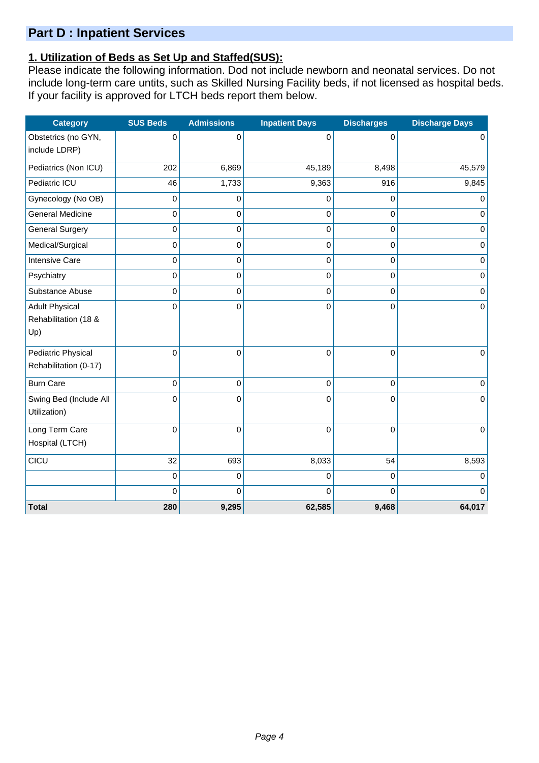## Part D : Inpatient Services

### 1. Utilization of Beds as Set Up and Staffed(SUS):

Please indicate the following information. Dod not include newborn and neonatal services. Do not include long-term care untits, such as Skilled Nursing Facility beds, if not licensed as hospital beds. If your facility is approved for LTCH beds report them below.

| Category | SUS Beds | Admissions | Inpatient Days | Discharges | Discharge Days |
|---|---|---|---|---|---|
| Obstetrics (no GYN, include LDRP) | 0 | 0 | 0 | 0 | 0 |
| Pediatrics (Non ICU) | 202 | 6,869 | 45,189 | 8,498 | 45,579 |
| Pediatric ICU | 46 | 1,733 | 9,363 | 916 | 9,845 |
| Gynecology (No OB) | 0 | 0 | 0 | 0 | 0 |
| General Medicine | 0 | 0 | 0 | 0 | 0 |
| General Surgery | 0 | 0 | 0 | 0 | 0 |
| Medical/Surgical | 0 | 0 | 0 | 0 | 0 |
| Intensive Care | 0 | 0 | 0 | 0 | 0 |
| Psychiatry | 0 | 0 | 0 | 0 | 0 |
| Substance Abuse | 0 | 0 | 0 | 0 | 0 |
| Adult Physical Rehabilitation (18 & Up) | 0 | 0 | 0 | 0 | 0 |
| Pediatric Physical Rehabilitation (0-17) | 0 | 0 | 0 | 0 | 0 |
| Burn Care | 0 | 0 | 0 | 0 | 0 |
| Swing Bed (Include All Utilization) | 0 | 0 | 0 | 0 | 0 |
| Long Term Care Hospital (LTCH) | 0 | 0 | 0 | 0 | 0 |
| CICU | 32 | 693 | 8,033 | 54 | 8,593 |
| | 0 | 0 | 0 | 0 | 0 |
| | 0 | 0 | 0 | 0 | 0 |
| **Total** | **280** | **9,295** | **62,585** | **9,468** | **64,017** |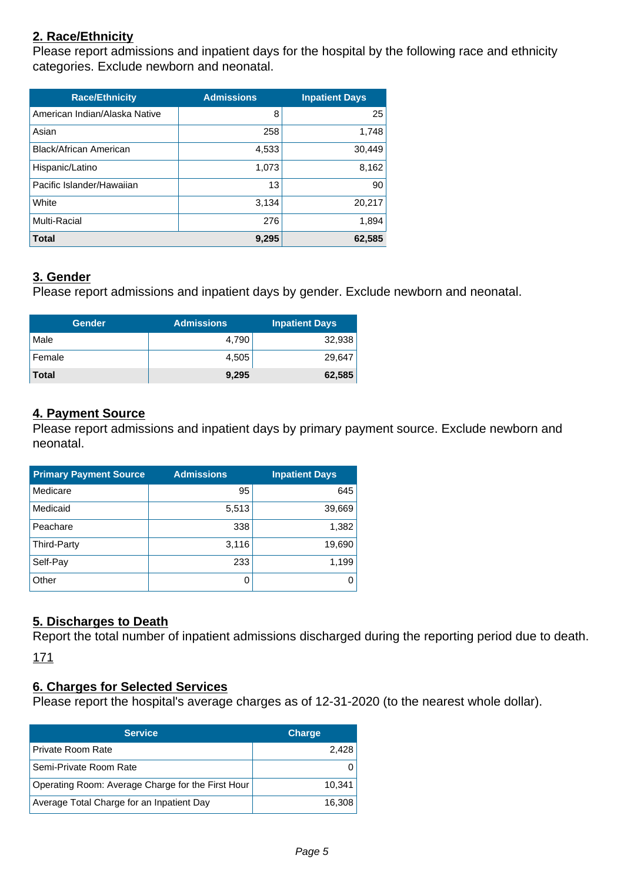## 2. Race/Ethnicity

Please report admissions and inpatient days for the hospital by the following race and ethnicity categories. Exclude newborn and neonatal.

| Race/Ethnicity | Admissions | Inpatient Days |
|---|---|---|
| American Indian/Alaska Native | 8 | 25 |
| Asian | 258 | 1,748 |
| Black/African American | 4,533 | 30,449 |
| Hispanic/Latino | 1,073 | 8,162 |
| Pacific Islander/Hawaiian | 13 | 90 |
| White | 3,134 | 20,217 |
| Multi-Racial | 276 | 1,894 |
| **Total** | **9,295** | **62,585** |

## 3. Gender

Please report admissions and inpatient days by gender. Exclude newborn and neonatal.

| Gender | Admissions | Inpatient Days |
|---|---|---|
| Male | 4,790 | 32,938 |
| Female | 4,505 | 29,647 |
| **Total** | **9,295** | **62,585** |

## 4. Payment Source

Please report admissions and inpatient days by primary payment source. Exclude newborn and neonatal.

| Primary Payment Source | Admissions | Inpatient Days |
|---|---|---|
| Medicare | 95 | 645 |
| Medicaid | 5,513 | 39,669 |
| Peachare | 338 | 1,382 |
| Third-Party | 3,116 | 19,690 |
| Self-Pay | 233 | 1,199 |
| Other | 0 | 0 |

## 5. Discharges to Death

Report the total number of inpatient admissions discharged during the reporting period due to death.

171

## 6. Charges for Selected Services

Please report the hospital's average charges as of 12-31-2020 (to the nearest whole dollar).

| Service | Charge |
|---|---|
| Private Room Rate | 2,428 |
| Semi-Private Room Rate | 0 |
| Operating Room: Average Charge for the First Hour | 10,341 |
| Average Total Charge for an Inpatient Day | 16,308 |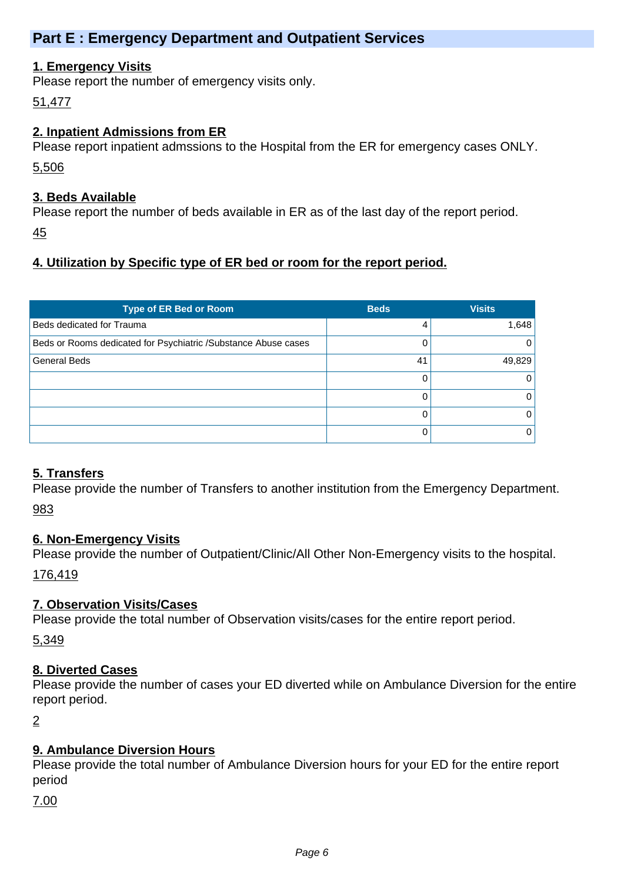## Part E : Emergency Department and Outpatient Services

### 1. Emergency Visits

Please report the number of emergency visits only.

51,477

### 2. Inpatient Admissions from ER

Please report inpatient admssions to the Hospital from the ER for emergency cases ONLY.

5,506

### 3. Beds Available

Please report the number of beds available in ER as of the last day of the report period.

45

### 4. Utilization by Specific type of ER bed or room for the report period.

| Type of ER Bed or Room | Beds | Visits |
|---|---|---|
| Beds dedicated for Trauma | 4 | 1,648 |
| Beds or Rooms dedicated for Psychiatric /Substance Abuse cases | 0 | 0 |
| General Beds | 41 | 49,829 |
| | 0 | 0 |
| | 0 | 0 |
| | 0 | 0 |
| | 0 | 0 |

### 5. Transfers

Please provide the number of Transfers to another institution from the Emergency Department.

983

### 6. Non-Emergency Visits

Please provide the number of Outpatient/Clinic/All Other Non-Emergency visits to the hospital.

176,419

### 7. Observation Visits/Cases

Please provide the total number of Observation visits/cases for the entire report period.

5,349

### 8. Diverted Cases

Please provide the number of cases your ED diverted while on Ambulance Diversion for the entire report period.

2

### 9. Ambulance Diversion Hours

Please provide the total number of Ambulance Diversion hours for your ED for the entire report period

7.00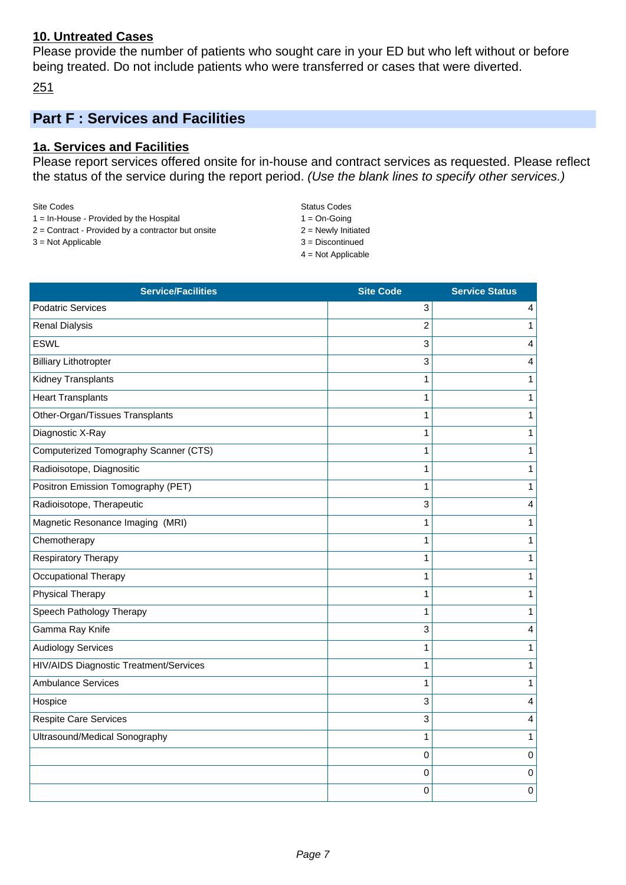## 10. Untreated Cases

Please provide the number of patients who sought care in your ED but who left without or before being treated. Do not include patients who were transferred or cases that were diverted.

251

# Part F : Services and Facilities

## 1a. Services and Facilities

Please report services offered onsite for in-house and contract services as requested. Please reflect the status of the service during the report period. *(Use the blank lines to specify other services.)*

Site Codes
1 = In-House - Provided by the Hospital
2 = Contract - Provided by a contractor but onsite
3 = Not Applicable

Status Codes
1 = On-Going
2 = Newly Initiated
3 = Discontinued
4 = Not Applicable

| Service/Facilities | Site Code | Service Status |
|---|---|---|
| Podatric Services | 3 | 4 |
| Renal Dialysis | 2 | 1 |
| ESWL | 3 | 4 |
| Billiary Lithotropter | 3 | 4 |
| Kidney Transplants | 1 | 1 |
| Heart Transplants | 1 | 1 |
| Other-Organ/Tissues Transplants | 1 | 1 |
| Diagnostic X-Ray | 1 | 1 |
| Computerized Tomography Scanner (CTS) | 1 | 1 |
| Radioisotope, Diagnositic | 1 | 1 |
| Positron Emission Tomography (PET) | 1 | 1 |
| Radioisotope, Therapeutic | 3 | 4 |
| Magnetic Resonance Imaging (MRI) | 1 | 1 |
| Chemotherapy | 1 | 1 |
| Respiratory Therapy | 1 | 1 |
| Occupational Therapy | 1 | 1 |
| Physical Therapy | 1 | 1 |
| Speech Pathology Therapy | 1 | 1 |
| Gamma Ray Knife | 3 | 4 |
| Audiology Services | 1 | 1 |
| HIV/AIDS Diagnostic Treatment/Services | 1 | 1 |
| Ambulance Services | 1 | 1 |
| Hospice | 3 | 4 |
| Respite Care Services | 3 | 4 |
| Ultrasound/Medical Sonography | 1 | 1 |
| | 0 | 0 |
| | 0 | 0 |
| | 0 | 0 |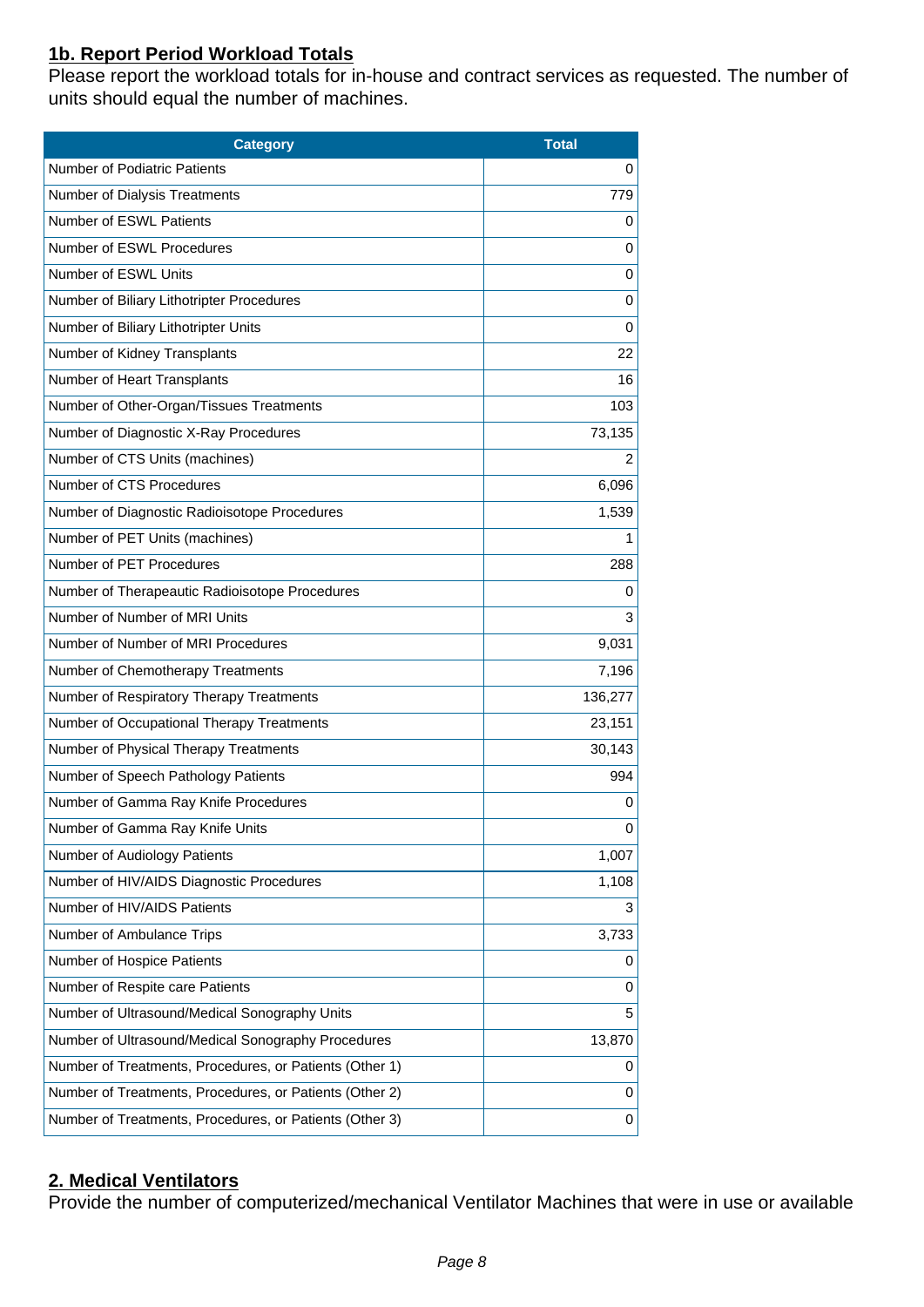## 1b. Report Period Workload Totals

Please report the workload totals for in-house and contract services as requested. The number of units should equal the number of machines.

| Category | Total |
|---|---|
| Number of Podiatric Patients | 0 |
| Number of Dialysis Treatments | 779 |
| Number of ESWL Patients | 0 |
| Number of ESWL Procedures | 0 |
| Number of ESWL Units | 0 |
| Number of Biliary Lithotripter Procedures | 0 |
| Number of Biliary Lithotripter Units | 0 |
| Number of Kidney Transplants | 22 |
| Number of Heart Transplants | 16 |
| Number of Other-Organ/Tissues Treatments | 103 |
| Number of Diagnostic X-Ray Procedures | 73,135 |
| Number of CTS Units (machines) | 2 |
| Number of CTS Procedures | 6,096 |
| Number of Diagnostic Radioisotope Procedures | 1,539 |
| Number of PET Units (machines) | 1 |
| Number of PET Procedures | 288 |
| Number of Therapeautic Radioisotope Procedures | 0 |
| Number of Number of MRI Units | 3 |
| Number of Number of MRI Procedures | 9,031 |
| Number of Chemotherapy Treatments | 7,196 |
| Number of Respiratory Therapy Treatments | 136,277 |
| Number of Occupational Therapy Treatments | 23,151 |
| Number of Physical Therapy Treatments | 30,143 |
| Number of Speech Pathology Patients | 994 |
| Number of Gamma Ray Knife Procedures | 0 |
| Number of Gamma Ray Knife Units | 0 |
| Number of Audiology Patients | 1,007 |
| Number of HIV/AIDS Diagnostic Procedures | 1,108 |
| Number of HIV/AIDS Patients | 3 |
| Number of Ambulance Trips | 3,733 |
| Number of Hospice Patients | 0 |
| Number of Respite care Patients | 0 |
| Number of Ultrasound/Medical Sonography Units | 5 |
| Number of Ultrasound/Medical Sonography Procedures | 13,870 |
| Number of Treatments, Procedures, or Patients (Other 1) | 0 |
| Number of Treatments, Procedures, or Patients (Other 2) | 0 |
| Number of Treatments, Procedures, or Patients (Other 3) | 0 |

## 2. Medical Ventilators

Provide the number of computerized/mechanical Ventilator Machines that were in use or available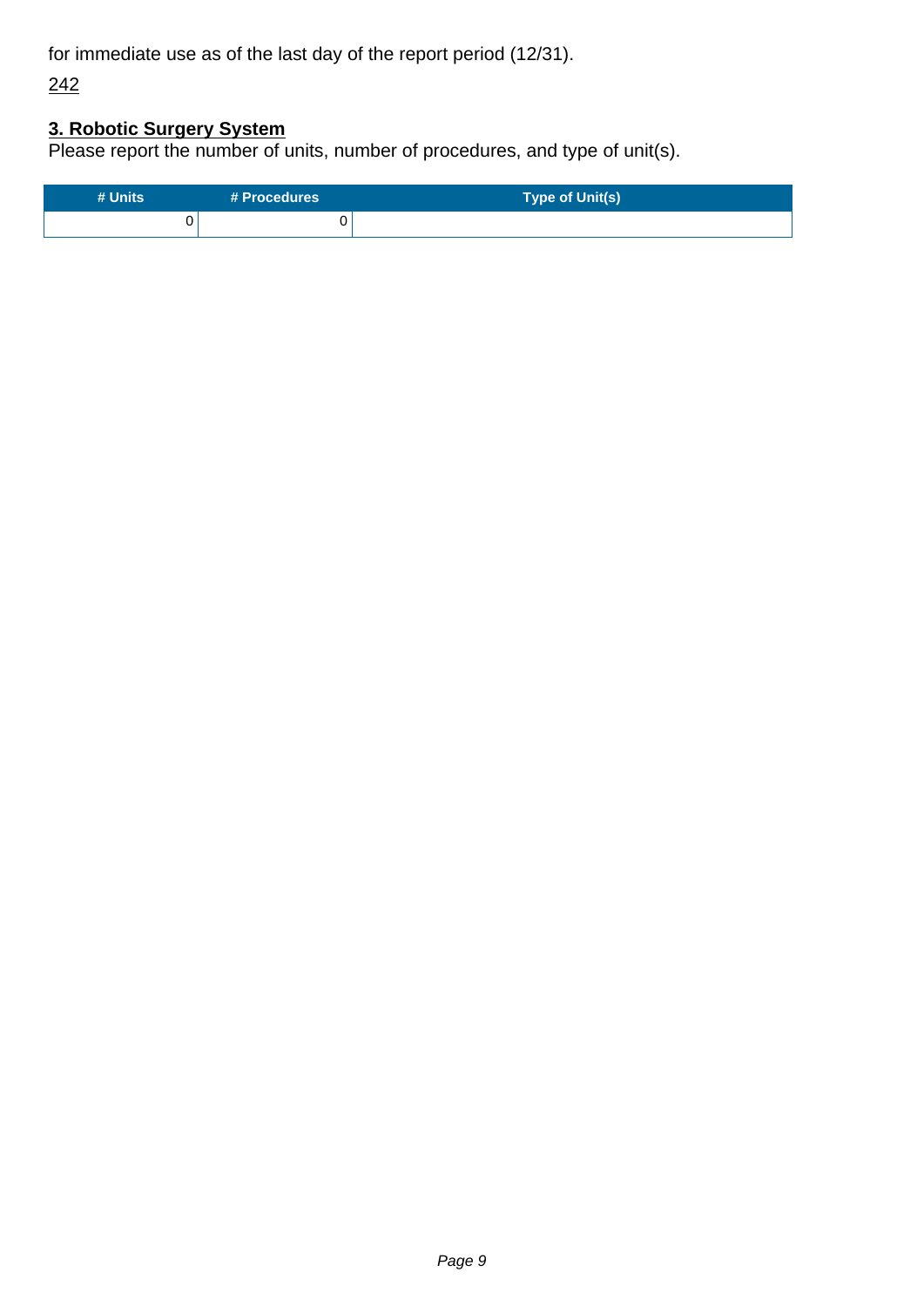for immediate use as of the last day of the report period (12/31).

242

### 3. Robotic Surgery System

Please report the number of units, number of procedures, and type of unit(s).

| # Units | # Procedures | Type of Unit(s) |
|---|---|---|
| 0 | 0 | |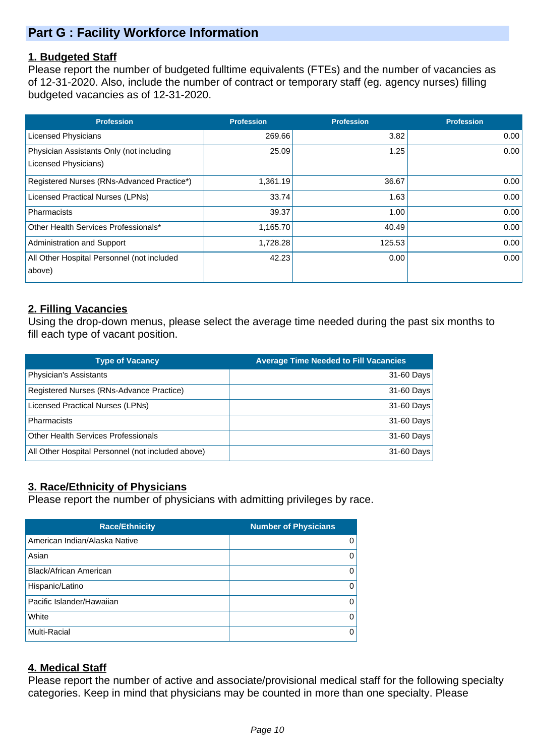## Part G : Facility Workforce Information

### 1. Budgeted Staff

Please report the number of budgeted fulltime equivalents (FTEs) and the number of vacancies as of 12-31-2020. Also, include the number of contract or temporary staff (eg. agency nurses) filling budgeted vacancies as of 12-31-2020.

| Profession | Profession | Profession | Profession |
|---|---|---|---|
| Licensed Physicians | 269.66 | 3.82 | 0.00 |
| Physician Assistants Only (not including Licensed Physicians) | 25.09 | 1.25 | 0.00 |
| Registered Nurses (RNs-Advanced Practice*) | 1,361.19 | 36.67 | 0.00 |
| Licensed Practical Nurses (LPNs) | 33.74 | 1.63 | 0.00 |
| Pharmacists | 39.37 | 1.00 | 0.00 |
| Other Health Services Professionals* | 1,165.70 | 40.49 | 0.00 |
| Administration and Support | 1,728.28 | 125.53 | 0.00 |
| All Other Hospital Personnel (not included above) | 42.23 | 0.00 | 0.00 |

### 2. Filling Vacancies

Using the drop-down menus, please select the average time needed during the past six months to fill each type of vacant position.

| Type of Vacancy | Average Time Needed to Fill Vacancies |
|---|---|
| Physician's Assistants | 31-60 Days |
| Registered Nurses (RNs-Advance Practice) | 31-60 Days |
| Licensed Practical Nurses (LPNs) | 31-60 Days |
| Pharmacists | 31-60 Days |
| Other Health Services Professionals | 31-60 Days |
| All Other Hospital Personnel (not included above) | 31-60 Days |

### 3. Race/Ethnicity of Physicians

Please report the number of physicians with admitting privileges by race.

| Race/Ethnicity | Number of Physicians |
|---|---|
| American Indian/Alaska Native | 0 |
| Asian | 0 |
| Black/African American | 0 |
| Hispanic/Latino | 0 |
| Pacific Islander/Hawaiian | 0 |
| White | 0 |
| Multi-Racial | 0 |

### 4. Medical Staff

Please report the number of active and associate/provisional medical staff for the following specialty categories. Keep in mind that physicians may be counted in more than one specialty. Please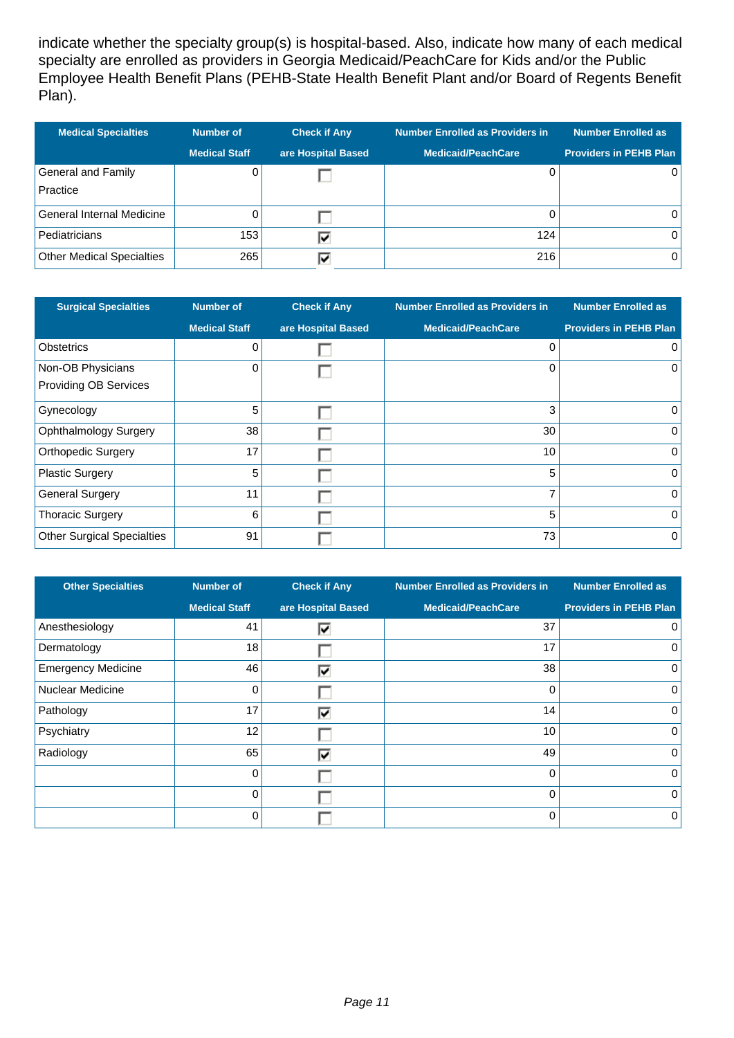indicate whether the specialty group(s) is hospital-based. Also, indicate how many of each medical specialty are enrolled as providers in Georgia Medicaid/PeachCare for Kids and/or the Public Employee Health Benefit Plans (PEHB-State Health Benefit Plant and/or Board of Regents Benefit Plan).

| Medical Specialties | Number of Medical Staff | Check if Any are Hospital Based | Number Enrolled as Providers in Medicaid/PeachCare | Number Enrolled as Providers in PEHB Plan |
|---|---|---|---|---|
| General and Family Practice | 0 | ☐ | 0 | 0 |
| General Internal Medicine | 0 | ☐ | 0 | 0 |
| Pediatricians | 153 | ☑ | 124 | 0 |
| Other Medical Specialties | 265 | ☑ | 216 | 0 |

| Surgical Specialties | Number of Medical Staff | Check if Any are Hospital Based | Number Enrolled as Providers in Medicaid/PeachCare | Number Enrolled as Providers in PEHB Plan |
|---|---|---|---|---|
| Obstetrics | 0 | ☐ | 0 | 0 |
| Non-OB Physicians Providing OB Services | 0 | ☐ | 0 | 0 |
| Gynecology | 5 | ☐ | 3 | 0 |
| Ophthalmology Surgery | 38 | ☐ | 30 | 0 |
| Orthopedic Surgery | 17 | ☐ | 10 | 0 |
| Plastic Surgery | 5 | ☐ | 5 | 0 |
| General Surgery | 11 | ☐ | 7 | 0 |
| Thoracic Surgery | 6 | ☐ | 5 | 0 |
| Other Surgical Specialties | 91 | ☐ | 73 | 0 |

| Other Specialties | Number of Medical Staff | Check if Any are Hospital Based | Number Enrolled as Providers in Medicaid/PeachCare | Number Enrolled as Providers in PEHB Plan |
|---|---|---|---|---|
| Anesthesiology | 41 | ☑ | 37 | 0 |
| Dermatology | 18 | ☐ | 17 | 0 |
| Emergency Medicine | 46 | ☑ | 38 | 0 |
| Nuclear Medicine | 0 | ☐ | 0 | 0 |
| Pathology | 17 | ☑ | 14 | 0 |
| Psychiatry | 12 | ☐ | 10 | 0 |
| Radiology | 65 | ☑ | 49 | 0 |
| | 0 | ☐ | 0 | 0 |
| | 0 | ☐ | 0 | 0 |
| | 0 | ☐ | 0 | 0 |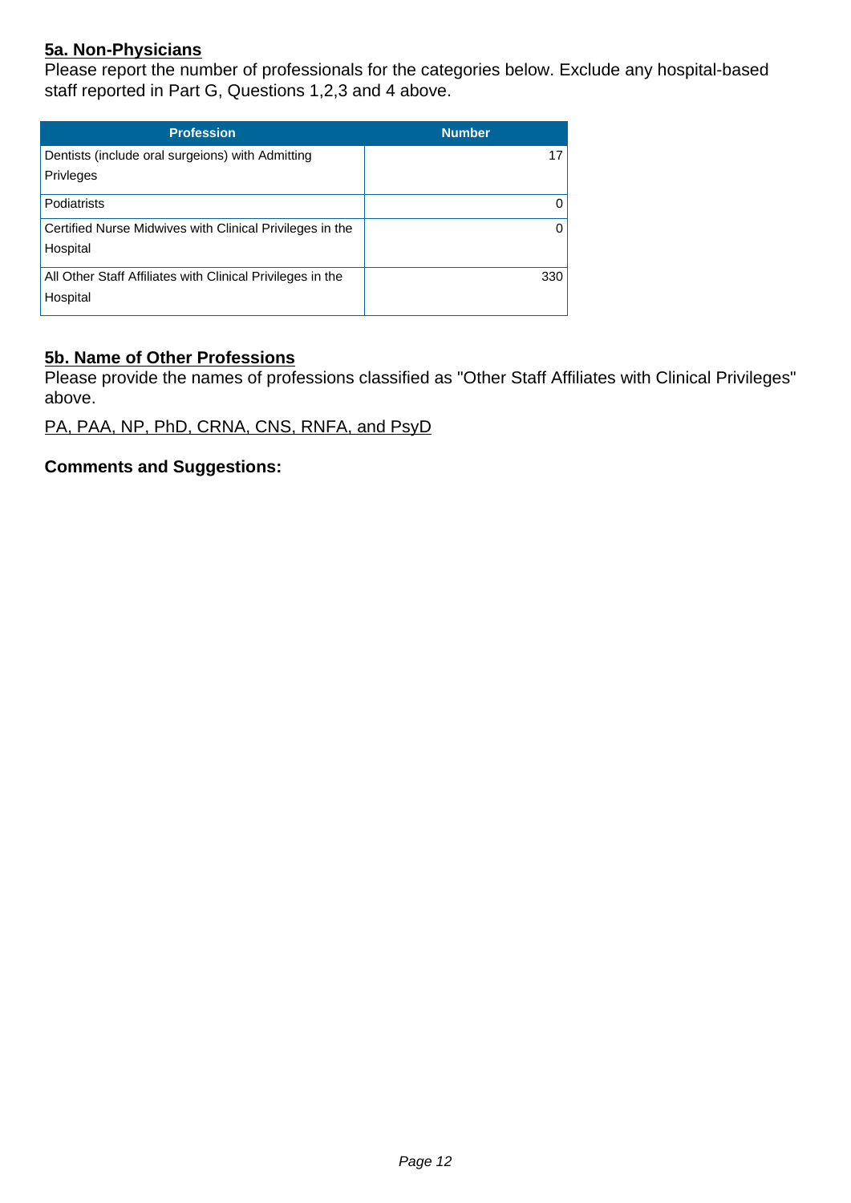## 5a. Non-Physicians

Please report the number of professionals for the categories below. Exclude any hospital-based staff reported in Part G, Questions 1,2,3 and 4 above.

| Profession | Number |
|---|---|
| Dentists (include oral surgeions) with Admitting Privleges | 17 |
| Podiatrists | 0 |
| Certified Nurse Midwives with Clinical Privileges in the Hospital | 0 |
| All Other Staff Affiliates with Clinical Privileges in the Hospital | 330 |

## 5b. Name of Other Professions

Please provide the names of professions classified as "Other Staff Affiliates with Clinical Privileges" above.

PA, PAA, NP, PhD, CRNA, CNS, RNFA, and PsyD

**Comments and Suggestions:**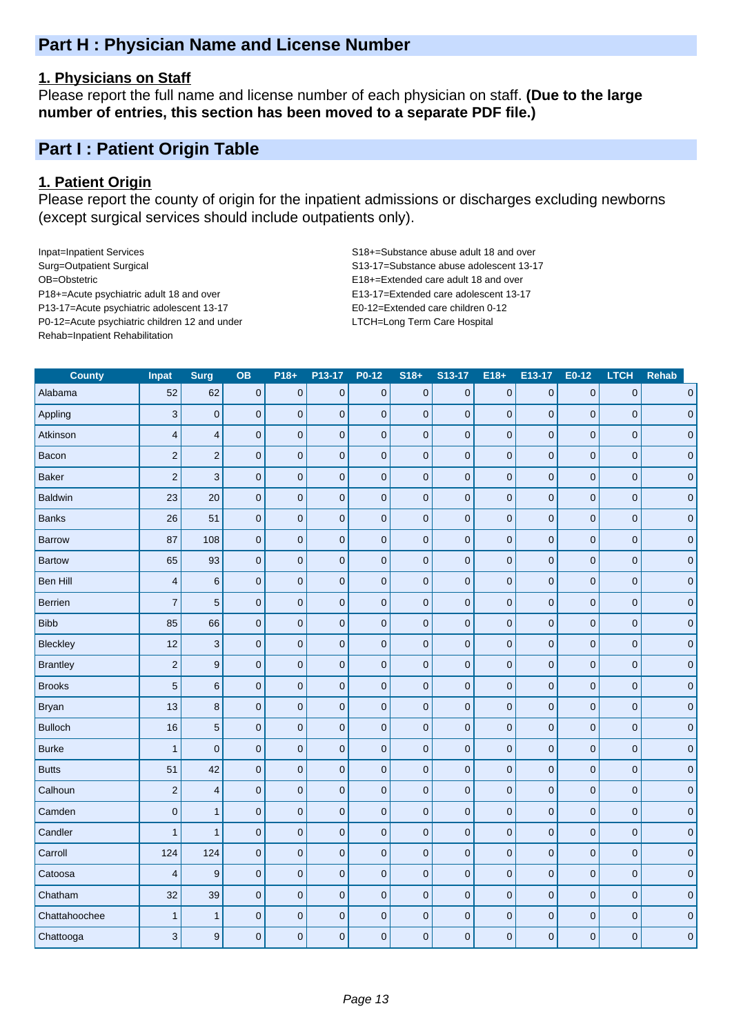## Part H : Physician Name and License Number

### 1. Physicians on Staff

Please report the full name and license number of each physician on staff. **(Due to the large number of entries, this section has been moved to a separate PDF file.)**

## Part I : Patient Origin Table

### 1. Patient Origin

Please report the county of origin for the inpatient admissions or discharges excluding newborns (except surgical services should include outpatients only).

Inpat=Inpatient Services
Surg=Outpatient Surgical
OB=Obstetric
P18+=Acute psychiatric adult 18 and over
P13-17=Acute psychiatric adolescent 13-17
P0-12=Acute psychiatric children 12 and under
Rehab=Inpatient Rehabilitation

S18+=Substance abuse adult 18 and over
S13-17=Substance abuse adolescent 13-17
E18+=Extended care adult 18 and over
E13-17=Extended care adolescent 13-17
E0-12=Extended care children 0-12
LTCH=Long Term Care Hospital

| County | Inpat | Surg | OB | P18+ | P13-17 | P0-12 | S18+ | S13-17 | E18+ | E13-17 | E0-12 | LTCH | Rehab |
|---|---|---|---|---|---|---|---|---|---|---|---|---|---|
| Alabama | 52 | 62 | 0 | 0 | 0 | 0 | 0 | 0 | 0 | 0 | 0 | 0 | 0 |
| Appling | 3 | 0 | 0 | 0 | 0 | 0 | 0 | 0 | 0 | 0 | 0 | 0 | 0 |
| Atkinson | 4 | 4 | 0 | 0 | 0 | 0 | 0 | 0 | 0 | 0 | 0 | 0 | 0 |
| Bacon | 2 | 2 | 0 | 0 | 0 | 0 | 0 | 0 | 0 | 0 | 0 | 0 | 0 |
| Baker | 2 | 3 | 0 | 0 | 0 | 0 | 0 | 0 | 0 | 0 | 0 | 0 | 0 |
| Baldwin | 23 | 20 | 0 | 0 | 0 | 0 | 0 | 0 | 0 | 0 | 0 | 0 | 0 |
| Banks | 26 | 51 | 0 | 0 | 0 | 0 | 0 | 0 | 0 | 0 | 0 | 0 | 0 |
| Barrow | 87 | 108 | 0 | 0 | 0 | 0 | 0 | 0 | 0 | 0 | 0 | 0 | 0 |
| Bartow | 65 | 93 | 0 | 0 | 0 | 0 | 0 | 0 | 0 | 0 | 0 | 0 | 0 |
| Ben Hill | 4 | 6 | 0 | 0 | 0 | 0 | 0 | 0 | 0 | 0 | 0 | 0 | 0 |
| Berrien | 7 | 5 | 0 | 0 | 0 | 0 | 0 | 0 | 0 | 0 | 0 | 0 | 0 |
| Bibb | 85 | 66 | 0 | 0 | 0 | 0 | 0 | 0 | 0 | 0 | 0 | 0 | 0 |
| Bleckley | 12 | 3 | 0 | 0 | 0 | 0 | 0 | 0 | 0 | 0 | 0 | 0 | 0 |
| Brantley | 2 | 9 | 0 | 0 | 0 | 0 | 0 | 0 | 0 | 0 | 0 | 0 | 0 |
| Brooks | 5 | 6 | 0 | 0 | 0 | 0 | 0 | 0 | 0 | 0 | 0 | 0 | 0 |
| Bryan | 13 | 8 | 0 | 0 | 0 | 0 | 0 | 0 | 0 | 0 | 0 | 0 | 0 |
| Bulloch | 16 | 5 | 0 | 0 | 0 | 0 | 0 | 0 | 0 | 0 | 0 | 0 | 0 |
| Burke | 1 | 0 | 0 | 0 | 0 | 0 | 0 | 0 | 0 | 0 | 0 | 0 | 0 |
| Butts | 51 | 42 | 0 | 0 | 0 | 0 | 0 | 0 | 0 | 0 | 0 | 0 | 0 |
| Calhoun | 2 | 4 | 0 | 0 | 0 | 0 | 0 | 0 | 0 | 0 | 0 | 0 | 0 |
| Camden | 0 | 1 | 0 | 0 | 0 | 0 | 0 | 0 | 0 | 0 | 0 | 0 | 0 |
| Candler | 1 | 1 | 0 | 0 | 0 | 0 | 0 | 0 | 0 | 0 | 0 | 0 | 0 |
| Carroll | 124 | 124 | 0 | 0 | 0 | 0 | 0 | 0 | 0 | 0 | 0 | 0 | 0 |
| Catoosa | 4 | 9 | 0 | 0 | 0 | 0 | 0 | 0 | 0 | 0 | 0 | 0 | 0 |
| Chatham | 32 | 39 | 0 | 0 | 0 | 0 | 0 | 0 | 0 | 0 | 0 | 0 | 0 |
| Chattahoochee | 1 | 1 | 0 | 0 | 0 | 0 | 0 | 0 | 0 | 0 | 0 | 0 | 0 |
| Chattooga | 3 | 9 | 0 | 0 | 0 | 0 | 0 | 0 | 0 | 0 | 0 | 0 | 0 |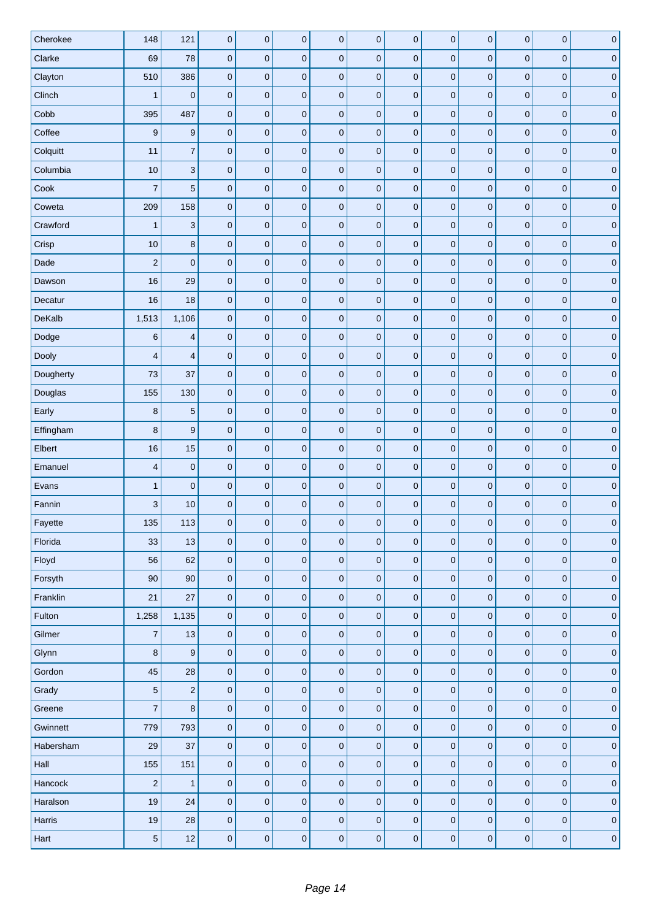| | | | | | | | | | | | | |
|---|---|---|---|---|---|---|---|---|---|---|---|---|
| Cherokee | 148 | 121 | 0 | 0 | 0 | 0 | 0 | 0 | 0 | 0 | 0 | 0 | 0 |
| Clarke | 69 | 78 | 0 | 0 | 0 | 0 | 0 | 0 | 0 | 0 | 0 | 0 | 0 |
| Clayton | 510 | 386 | 0 | 0 | 0 | 0 | 0 | 0 | 0 | 0 | 0 | 0 | 0 |
| Clinch | 1 | 0 | 0 | 0 | 0 | 0 | 0 | 0 | 0 | 0 | 0 | 0 | 0 |
| Cobb | 395 | 487 | 0 | 0 | 0 | 0 | 0 | 0 | 0 | 0 | 0 | 0 | 0 |
| Coffee | 9 | 9 | 0 | 0 | 0 | 0 | 0 | 0 | 0 | 0 | 0 | 0 | 0 |
| Colquitt | 11 | 7 | 0 | 0 | 0 | 0 | 0 | 0 | 0 | 0 | 0 | 0 | 0 |
| Columbia | 10 | 3 | 0 | 0 | 0 | 0 | 0 | 0 | 0 | 0 | 0 | 0 | 0 |
| Cook | 7 | 5 | 0 | 0 | 0 | 0 | 0 | 0 | 0 | 0 | 0 | 0 | 0 |
| Coweta | 209 | 158 | 0 | 0 | 0 | 0 | 0 | 0 | 0 | 0 | 0 | 0 | 0 |
| Crawford | 1 | 3 | 0 | 0 | 0 | 0 | 0 | 0 | 0 | 0 | 0 | 0 | 0 |
| Crisp | 10 | 8 | 0 | 0 | 0 | 0 | 0 | 0 | 0 | 0 | 0 | 0 | 0 |
| Dade | 2 | 0 | 0 | 0 | 0 | 0 | 0 | 0 | 0 | 0 | 0 | 0 | 0 |
| Dawson | 16 | 29 | 0 | 0 | 0 | 0 | 0 | 0 | 0 | 0 | 0 | 0 | 0 |
| Decatur | 16 | 18 | 0 | 0 | 0 | 0 | 0 | 0 | 0 | 0 | 0 | 0 | 0 |
| DeKalb | 1,513 | 1,106 | 0 | 0 | 0 | 0 | 0 | 0 | 0 | 0 | 0 | 0 | 0 |
| Dodge | 6 | 4 | 0 | 0 | 0 | 0 | 0 | 0 | 0 | 0 | 0 | 0 | 0 |
| Dooly | 4 | 4 | 0 | 0 | 0 | 0 | 0 | 0 | 0 | 0 | 0 | 0 | 0 |
| Dougherty | 73 | 37 | 0 | 0 | 0 | 0 | 0 | 0 | 0 | 0 | 0 | 0 | 0 |
| Douglas | 155 | 130 | 0 | 0 | 0 | 0 | 0 | 0 | 0 | 0 | 0 | 0 | 0 |
| Early | 8 | 5 | 0 | 0 | 0 | 0 | 0 | 0 | 0 | 0 | 0 | 0 | 0 |
| Effingham | 8 | 9 | 0 | 0 | 0 | 0 | 0 | 0 | 0 | 0 | 0 | 0 | 0 |
| Elbert | 16 | 15 | 0 | 0 | 0 | 0 | 0 | 0 | 0 | 0 | 0 | 0 | 0 |
| Emanuel | 4 | 0 | 0 | 0 | 0 | 0 | 0 | 0 | 0 | 0 | 0 | 0 | 0 |
| Evans | 1 | 0 | 0 | 0 | 0 | 0 | 0 | 0 | 0 | 0 | 0 | 0 | 0 |
| Fannin | 3 | 10 | 0 | 0 | 0 | 0 | 0 | 0 | 0 | 0 | 0 | 0 | 0 |
| Fayette | 135 | 113 | 0 | 0 | 0 | 0 | 0 | 0 | 0 | 0 | 0 | 0 | 0 |
| Florida | 33 | 13 | 0 | 0 | 0 | 0 | 0 | 0 | 0 | 0 | 0 | 0 | 0 |
| Floyd | 56 | 62 | 0 | 0 | 0 | 0 | 0 | 0 | 0 | 0 | 0 | 0 | 0 |
| Forsyth | 90 | 90 | 0 | 0 | 0 | 0 | 0 | 0 | 0 | 0 | 0 | 0 | 0 |
| Franklin | 21 | 27 | 0 | 0 | 0 | 0 | 0 | 0 | 0 | 0 | 0 | 0 | 0 |
| Fulton | 1,258 | 1,135 | 0 | 0 | 0 | 0 | 0 | 0 | 0 | 0 | 0 | 0 | 0 |
| Gilmer | 7 | 13 | 0 | 0 | 0 | 0 | 0 | 0 | 0 | 0 | 0 | 0 | 0 |
| Glynn | 8 | 9 | 0 | 0 | 0 | 0 | 0 | 0 | 0 | 0 | 0 | 0 | 0 |
| Gordon | 45 | 28 | 0 | 0 | 0 | 0 | 0 | 0 | 0 | 0 | 0 | 0 | 0 |
| Grady | 5 | 2 | 0 | 0 | 0 | 0 | 0 | 0 | 0 | 0 | 0 | 0 | 0 |
| Greene | 7 | 8 | 0 | 0 | 0 | 0 | 0 | 0 | 0 | 0 | 0 | 0 | 0 |
| Gwinnett | 779 | 793 | 0 | 0 | 0 | 0 | 0 | 0 | 0 | 0 | 0 | 0 | 0 |
| Habersham | 29 | 37 | 0 | 0 | 0 | 0 | 0 | 0 | 0 | 0 | 0 | 0 | 0 |
| Hall | 155 | 151 | 0 | 0 | 0 | 0 | 0 | 0 | 0 | 0 | 0 | 0 | 0 |
| Hancock | 2 | 1 | 0 | 0 | 0 | 0 | 0 | 0 | 0 | 0 | 0 | 0 | 0 |
| Haralson | 19 | 24 | 0 | 0 | 0 | 0 | 0 | 0 | 0 | 0 | 0 | 0 | 0 |
| Harris | 19 | 28 | 0 | 0 | 0 | 0 | 0 | 0 | 0 | 0 | 0 | 0 | 0 |
| Hart | 5 | 12 | 0 | 0 | 0 | 0 | 0 | 0 | 0 | 0 | 0 | 0 | 0 |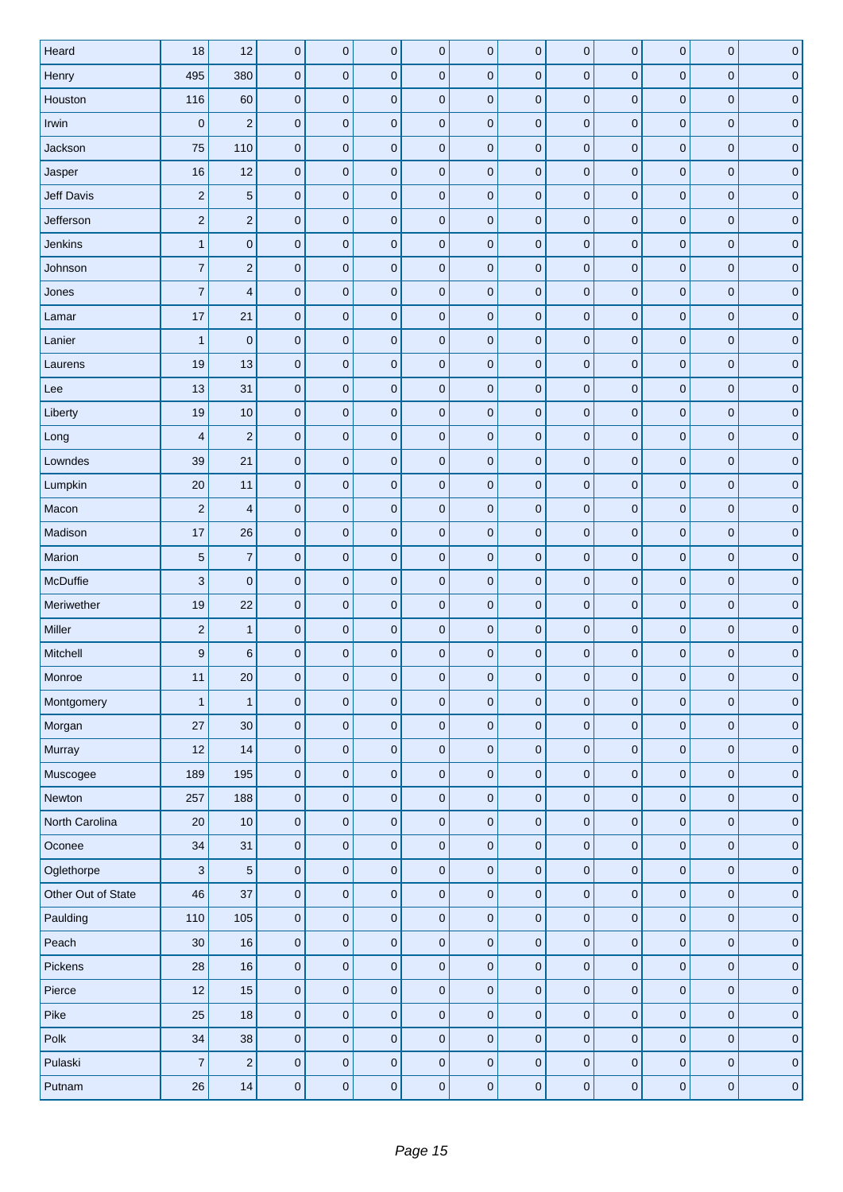| | | | | | | | | | | | | |
|---|---|---|---|---|---|---|---|---|---|---|---|---|
| Heard | 18 | 12 | 0 | 0 | 0 | 0 | 0 | 0 | 0 | 0 | 0 | 0 | 0 |
| Henry | 495 | 380 | 0 | 0 | 0 | 0 | 0 | 0 | 0 | 0 | 0 | 0 | 0 |
| Houston | 116 | 60 | 0 | 0 | 0 | 0 | 0 | 0 | 0 | 0 | 0 | 0 | 0 |
| Irwin | 0 | 2 | 0 | 0 | 0 | 0 | 0 | 0 | 0 | 0 | 0 | 0 | 0 |
| Jackson | 75 | 110 | 0 | 0 | 0 | 0 | 0 | 0 | 0 | 0 | 0 | 0 | 0 |
| Jasper | 16 | 12 | 0 | 0 | 0 | 0 | 0 | 0 | 0 | 0 | 0 | 0 | 0 |
| Jeff Davis | 2 | 5 | 0 | 0 | 0 | 0 | 0 | 0 | 0 | 0 | 0 | 0 | 0 |
| Jefferson | 2 | 2 | 0 | 0 | 0 | 0 | 0 | 0 | 0 | 0 | 0 | 0 | 0 |
| Jenkins | 1 | 0 | 0 | 0 | 0 | 0 | 0 | 0 | 0 | 0 | 0 | 0 | 0 |
| Johnson | 7 | 2 | 0 | 0 | 0 | 0 | 0 | 0 | 0 | 0 | 0 | 0 | 0 |
| Jones | 7 | 4 | 0 | 0 | 0 | 0 | 0 | 0 | 0 | 0 | 0 | 0 | 0 |
| Lamar | 17 | 21 | 0 | 0 | 0 | 0 | 0 | 0 | 0 | 0 | 0 | 0 | 0 |
| Lanier | 1 | 0 | 0 | 0 | 0 | 0 | 0 | 0 | 0 | 0 | 0 | 0 | 0 |
| Laurens | 19 | 13 | 0 | 0 | 0 | 0 | 0 | 0 | 0 | 0 | 0 | 0 | 0 |
| Lee | 13 | 31 | 0 | 0 | 0 | 0 | 0 | 0 | 0 | 0 | 0 | 0 | 0 |
| Liberty | 19 | 10 | 0 | 0 | 0 | 0 | 0 | 0 | 0 | 0 | 0 | 0 | 0 |
| Long | 4 | 2 | 0 | 0 | 0 | 0 | 0 | 0 | 0 | 0 | 0 | 0 | 0 |
| Lowndes | 39 | 21 | 0 | 0 | 0 | 0 | 0 | 0 | 0 | 0 | 0 | 0 | 0 |
| Lumpkin | 20 | 11 | 0 | 0 | 0 | 0 | 0 | 0 | 0 | 0 | 0 | 0 | 0 |
| Macon | 2 | 4 | 0 | 0 | 0 | 0 | 0 | 0 | 0 | 0 | 0 | 0 | 0 |
| Madison | 17 | 26 | 0 | 0 | 0 | 0 | 0 | 0 | 0 | 0 | 0 | 0 | 0 |
| Marion | 5 | 7 | 0 | 0 | 0 | 0 | 0 | 0 | 0 | 0 | 0 | 0 | 0 |
| McDuffie | 3 | 0 | 0 | 0 | 0 | 0 | 0 | 0 | 0 | 0 | 0 | 0 | 0 |
| Meriwether | 19 | 22 | 0 | 0 | 0 | 0 | 0 | 0 | 0 | 0 | 0 | 0 | 0 |
| Miller | 2 | 1 | 0 | 0 | 0 | 0 | 0 | 0 | 0 | 0 | 0 | 0 | 0 |
| Mitchell | 9 | 6 | 0 | 0 | 0 | 0 | 0 | 0 | 0 | 0 | 0 | 0 | 0 |
| Monroe | 11 | 20 | 0 | 0 | 0 | 0 | 0 | 0 | 0 | 0 | 0 | 0 | 0 |
| Montgomery | 1 | 1 | 0 | 0 | 0 | 0 | 0 | 0 | 0 | 0 | 0 | 0 | 0 |
| Morgan | 27 | 30 | 0 | 0 | 0 | 0 | 0 | 0 | 0 | 0 | 0 | 0 | 0 |
| Murray | 12 | 14 | 0 | 0 | 0 | 0 | 0 | 0 | 0 | 0 | 0 | 0 | 0 |
| Muscogee | 189 | 195 | 0 | 0 | 0 | 0 | 0 | 0 | 0 | 0 | 0 | 0 | 0 |
| Newton | 257 | 188 | 0 | 0 | 0 | 0 | 0 | 0 | 0 | 0 | 0 | 0 | 0 |
| North Carolina | 20 | 10 | 0 | 0 | 0 | 0 | 0 | 0 | 0 | 0 | 0 | 0 | 0 |
| Oconee | 34 | 31 | 0 | 0 | 0 | 0 | 0 | 0 | 0 | 0 | 0 | 0 | 0 |
| Oglethorpe | 3 | 5 | 0 | 0 | 0 | 0 | 0 | 0 | 0 | 0 | 0 | 0 | 0 |
| Other Out of State | 46 | 37 | 0 | 0 | 0 | 0 | 0 | 0 | 0 | 0 | 0 | 0 | 0 |
| Paulding | 110 | 105 | 0 | 0 | 0 | 0 | 0 | 0 | 0 | 0 | 0 | 0 | 0 |
| Peach | 30 | 16 | 0 | 0 | 0 | 0 | 0 | 0 | 0 | 0 | 0 | 0 | 0 |
| Pickens | 28 | 16 | 0 | 0 | 0 | 0 | 0 | 0 | 0 | 0 | 0 | 0 | 0 |
| Pierce | 12 | 15 | 0 | 0 | 0 | 0 | 0 | 0 | 0 | 0 | 0 | 0 | 0 |
| Pike | 25 | 18 | 0 | 0 | 0 | 0 | 0 | 0 | 0 | 0 | 0 | 0 | 0 |
| Polk | 34 | 38 | 0 | 0 | 0 | 0 | 0 | 0 | 0 | 0 | 0 | 0 | 0 |
| Pulaski | 7 | 2 | 0 | 0 | 0 | 0 | 0 | 0 | 0 | 0 | 0 | 0 | 0 |
| Putnam | 26 | 14 | 0 | 0 | 0 | 0 | 0 | 0 | 0 | 0 | 0 | 0 | 0 |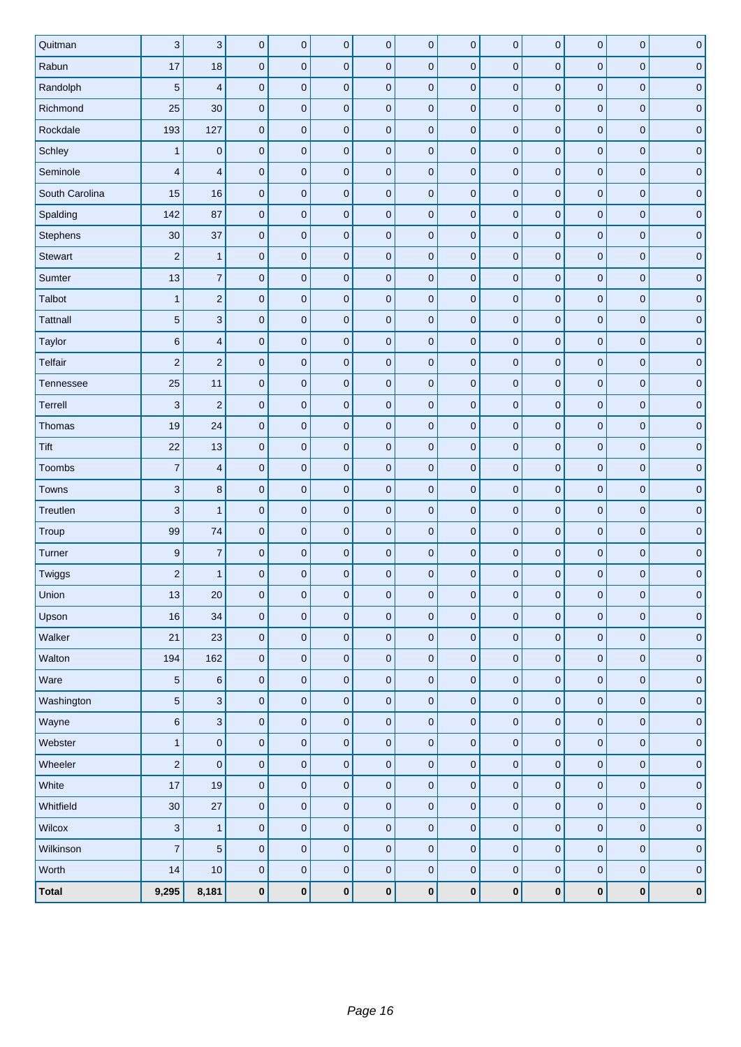| Quitman | 3 | 3 | 0 | 0 | 0 | 0 | 0 | 0 | 0 | 0 | 0 | 0 | 0 |
|---|---|---|---|---|---|---|---|---|---|---|---|---|---|
| Rabun | 17 | 18 | 0 | 0 | 0 | 0 | 0 | 0 | 0 | 0 | 0 | 0 | 0 |
| Randolph | 5 | 4 | 0 | 0 | 0 | 0 | 0 | 0 | 0 | 0 | 0 | 0 | 0 |
| Richmond | 25 | 30 | 0 | 0 | 0 | 0 | 0 | 0 | 0 | 0 | 0 | 0 | 0 |
| Rockdale | 193 | 127 | 0 | 0 | 0 | 0 | 0 | 0 | 0 | 0 | 0 | 0 | 0 |
| Schley | 1 | 0 | 0 | 0 | 0 | 0 | 0 | 0 | 0 | 0 | 0 | 0 | 0 |
| Seminole | 4 | 4 | 0 | 0 | 0 | 0 | 0 | 0 | 0 | 0 | 0 | 0 | 0 |
| South Carolina | 15 | 16 | 0 | 0 | 0 | 0 | 0 | 0 | 0 | 0 | 0 | 0 | 0 |
| Spalding | 142 | 87 | 0 | 0 | 0 | 0 | 0 | 0 | 0 | 0 | 0 | 0 | 0 |
| Stephens | 30 | 37 | 0 | 0 | 0 | 0 | 0 | 0 | 0 | 0 | 0 | 0 | 0 |
| Stewart | 2 | 1 | 0 | 0 | 0 | 0 | 0 | 0 | 0 | 0 | 0 | 0 | 0 |
| Sumter | 13 | 7 | 0 | 0 | 0 | 0 | 0 | 0 | 0 | 0 | 0 | 0 | 0 |
| Talbot | 1 | 2 | 0 | 0 | 0 | 0 | 0 | 0 | 0 | 0 | 0 | 0 | 0 |
| Tattnall | 5 | 3 | 0 | 0 | 0 | 0 | 0 | 0 | 0 | 0 | 0 | 0 | 0 |
| Taylor | 6 | 4 | 0 | 0 | 0 | 0 | 0 | 0 | 0 | 0 | 0 | 0 | 0 |
| Telfair | 2 | 2 | 0 | 0 | 0 | 0 | 0 | 0 | 0 | 0 | 0 | 0 | 0 |
| Tennessee | 25 | 11 | 0 | 0 | 0 | 0 | 0 | 0 | 0 | 0 | 0 | 0 | 0 |
| Terrell | 3 | 2 | 0 | 0 | 0 | 0 | 0 | 0 | 0 | 0 | 0 | 0 | 0 |
| Thomas | 19 | 24 | 0 | 0 | 0 | 0 | 0 | 0 | 0 | 0 | 0 | 0 | 0 |
| Tift | 22 | 13 | 0 | 0 | 0 | 0 | 0 | 0 | 0 | 0 | 0 | 0 | 0 |
| Toombs | 7 | 4 | 0 | 0 | 0 | 0 | 0 | 0 | 0 | 0 | 0 | 0 | 0 |
| Towns | 3 | 8 | 0 | 0 | 0 | 0 | 0 | 0 | 0 | 0 | 0 | 0 | 0 |
| Treutlen | 3 | 1 | 0 | 0 | 0 | 0 | 0 | 0 | 0 | 0 | 0 | 0 | 0 |
| Troup | 99 | 74 | 0 | 0 | 0 | 0 | 0 | 0 | 0 | 0 | 0 | 0 | 0 |
| Turner | 9 | 7 | 0 | 0 | 0 | 0 | 0 | 0 | 0 | 0 | 0 | 0 | 0 |
| Twiggs | 2 | 1 | 0 | 0 | 0 | 0 | 0 | 0 | 0 | 0 | 0 | 0 | 0 |
| Union | 13 | 20 | 0 | 0 | 0 | 0 | 0 | 0 | 0 | 0 | 0 | 0 | 0 |
| Upson | 16 | 34 | 0 | 0 | 0 | 0 | 0 | 0 | 0 | 0 | 0 | 0 | 0 |
| Walker | 21 | 23 | 0 | 0 | 0 | 0 | 0 | 0 | 0 | 0 | 0 | 0 | 0 |
| Walton | 194 | 162 | 0 | 0 | 0 | 0 | 0 | 0 | 0 | 0 | 0 | 0 | 0 |
| Ware | 5 | 6 | 0 | 0 | 0 | 0 | 0 | 0 | 0 | 0 | 0 | 0 | 0 |
| Washington | 5 | 3 | 0 | 0 | 0 | 0 | 0 | 0 | 0 | 0 | 0 | 0 | 0 |
| Wayne | 6 | 3 | 0 | 0 | 0 | 0 | 0 | 0 | 0 | 0 | 0 | 0 | 0 |
| Webster | 1 | 0 | 0 | 0 | 0 | 0 | 0 | 0 | 0 | 0 | 0 | 0 | 0 |
| Wheeler | 2 | 0 | 0 | 0 | 0 | 0 | 0 | 0 | 0 | 0 | 0 | 0 | 0 |
| White | 17 | 19 | 0 | 0 | 0 | 0 | 0 | 0 | 0 | 0 | 0 | 0 | 0 |
| Whitfield | 30 | 27 | 0 | 0 | 0 | 0 | 0 | 0 | 0 | 0 | 0 | 0 | 0 |
| Wilcox | 3 | 1 | 0 | 0 | 0 | 0 | 0 | 0 | 0 | 0 | 0 | 0 | 0 |
| Wilkinson | 7 | 5 | 0 | 0 | 0 | 0 | 0 | 0 | 0 | 0 | 0 | 0 | 0 |
| Worth | 14 | 10 | 0 | 0 | 0 | 0 | 0 | 0 | 0 | 0 | 0 | 0 | 0 |
| **Total** | **9,295** | **8,181** | **0** | **0** | **0** | **0** | **0** | **0** | **0** | **0** | **0** | **0** | **0** |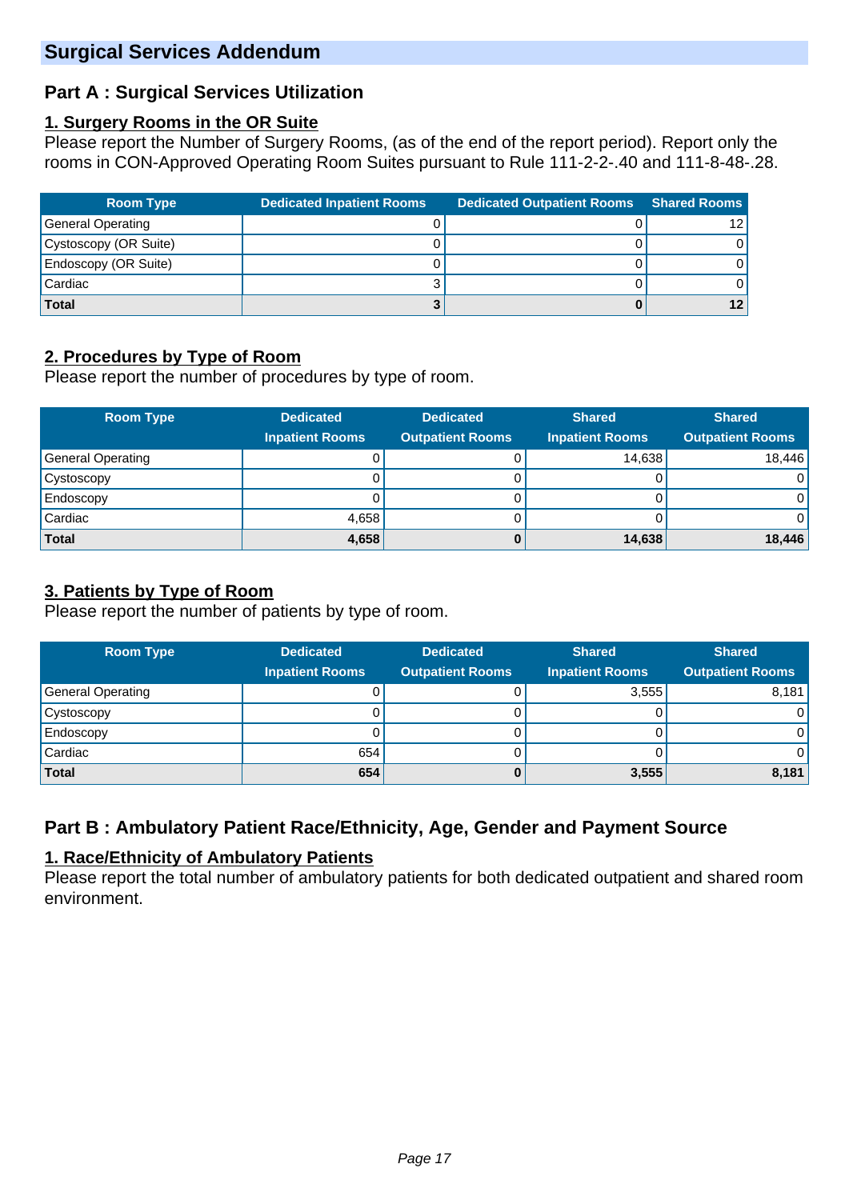## Surgical Services Addendum

### Part A : Surgical Services Utilization

**1. Surgery Rooms in the OR Suite**

Please report the Number of Surgery Rooms, (as of the end of the report period). Report only the rooms in CON-Approved Operating Room Suites pursuant to Rule 111-2-2-.40 and 111-8-48-.28.

| Room Type | Dedicated Inpatient Rooms | Dedicated Outpatient Rooms | Shared Rooms |
|---|---|---|---|
| General Operating | 0 | 0 | 12 |
| Cystoscopy (OR Suite) | 0 | 0 | 0 |
| Endoscopy (OR Suite) | 0 | 0 | 0 |
| Cardiac | 3 | 0 | 0 |
| **Total** | **3** | **0** | **12** |

**2. Procedures by Type of Room**

Please report the number of procedures by type of room.

| Room Type | Dedicated Inpatient Rooms | Dedicated Outpatient Rooms | Shared Inpatient Rooms | Shared Outpatient Rooms |
|---|---|---|---|---|
| General Operating | 0 | 0 | 14,638 | 18,446 |
| Cystoscopy | 0 | 0 | 0 | 0 |
| Endoscopy | 0 | 0 | 0 | 0 |
| Cardiac | 4,658 | 0 | 0 | 0 |
| **Total** | **4,658** | **0** | **14,638** | **18,446** |

**3. Patients by Type of Room**

Please report the number of patients by type of room.

| Room Type | Dedicated Inpatient Rooms | Dedicated Outpatient Rooms | Shared Inpatient Rooms | Shared Outpatient Rooms |
|---|---|---|---|---|
| General Operating | 0 | 0 | 3,555 | 8,181 |
| Cystoscopy | 0 | 0 | 0 | 0 |
| Endoscopy | 0 | 0 | 0 | 0 |
| Cardiac | 654 | 0 | 0 | 0 |
| **Total** | **654** | **0** | **3,555** | **8,181** |

### Part B : Ambulatory Patient Race/Ethnicity, Age, Gender and Payment Source

**1. Race/Ethnicity of Ambulatory Patients**

Please report the total number of ambulatory patients for both dedicated outpatient and shared room environment.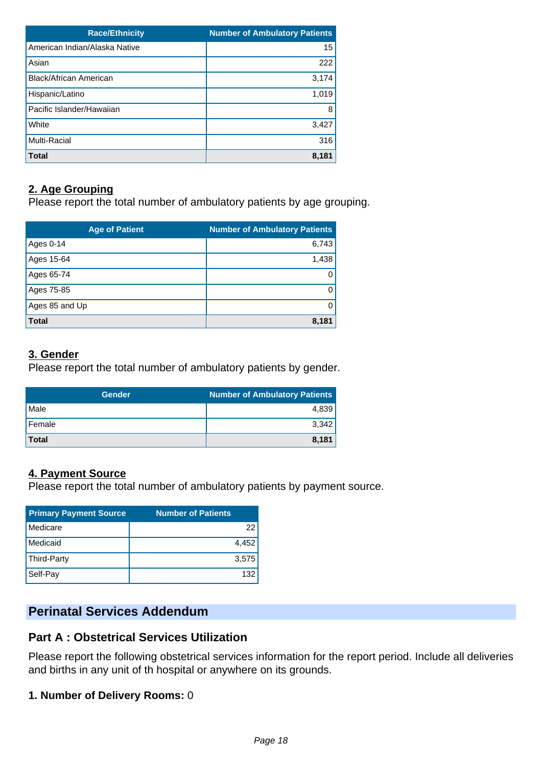| Race/Ethnicity | Number of Ambulatory Patients |
| --- | --- |
| American Indian/Alaska Native | 15 |
| Asian | 222 |
| Black/African American | 3,174 |
| Hispanic/Latino | 1,019 |
| Pacific Islander/Hawaiian | 8 |
| White | 3,427 |
| Multi-Racial | 316 |
| **Total** | **8,181** |

## 2. Age Grouping

Please report the total number of ambulatory patients by age grouping.

| Age of Patient | Number of Ambulatory Patients |
| --- | --- |
| Ages 0-14 | 6,743 |
| Ages 15-64 | 1,438 |
| Ages 65-74 | 0 |
| Ages 75-85 | 0 |
| Ages 85 and Up | 0 |
| **Total** | **8,181** |

## 3. Gender

Please report the total number of ambulatory patients by gender.

| Gender | Number of Ambulatory Patients |
| --- | --- |
| Male | 4,839 |
| Female | 3,342 |
| **Total** | **8,181** |

## 4. Payment Source

Please report the total number of ambulatory patients by payment source.

| Primary Payment Source | Number of Patients |
| --- | --- |
| Medicare | 22 |
| Medicaid | 4,452 |
| Third-Party | 3,575 |
| Self-Pay | 132 |

# Perinatal Services Addendum

## Part A : Obstetrical Services Utilization

Please report the following obstetrical services information for the report period. Include all deliveries and births in any unit of th hospital or anywhere on its grounds.

**1. Number of Delivery Rooms:** 0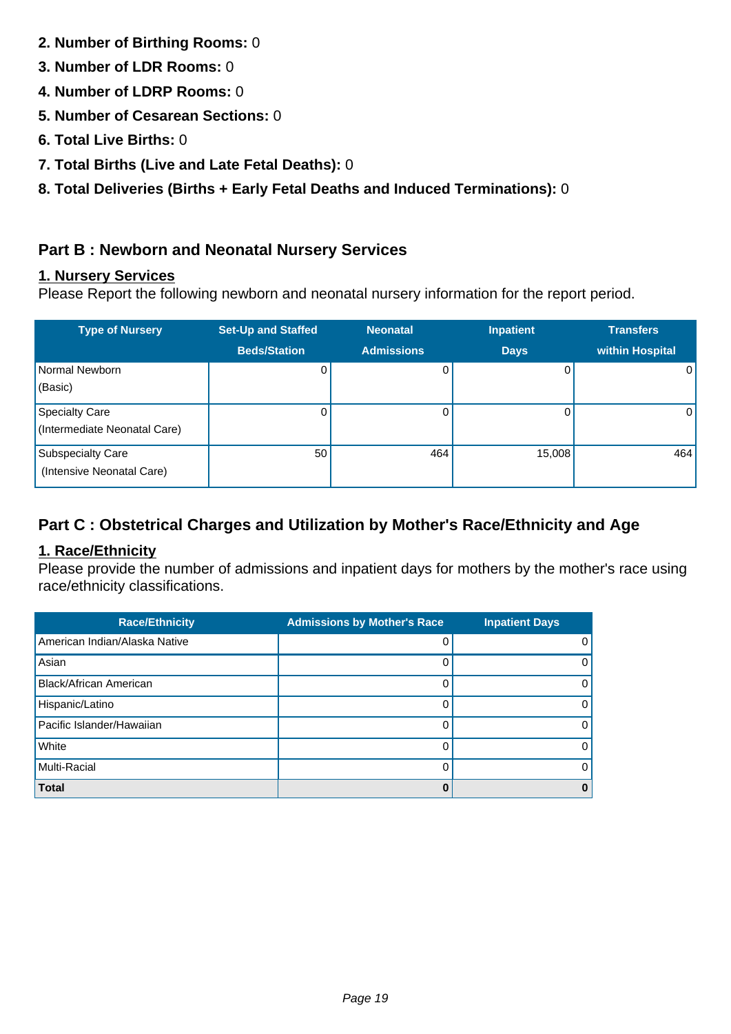**2. Number of Birthing Rooms:** 0

**3. Number of LDR Rooms:** 0

**4. Number of LDRP Rooms:** 0

**5. Number of Cesarean Sections:** 0

**6. Total Live Births:** 0

**7. Total Births (Live and Late Fetal Deaths):** 0

**8. Total Deliveries (Births + Early Fetal Deaths and Induced Terminations):** 0

## Part B : Newborn and Neonatal Nursery Services

### 1. Nursery Services

Please Report the following newborn and neonatal nursery information for the report period.

| Type of Nursery | Set-Up and Staffed Beds/Station | Neonatal Admissions | Inpatient Days | Transfers within Hospital |
|---|---|---|---|---|
| Normal Newborn (Basic) | 0 | 0 | 0 | 0 |
| Specialty Care (Intermediate Neonatal Care) | 0 | 0 | 0 | 0 |
| Subspecialty Care (Intensive Neonatal Care) | 50 | 464 | 15,008 | 464 |

## Part C : Obstetrical Charges and Utilization by Mother's Race/Ethnicity and Age

### 1. Race/Ethnicity

Please provide the number of admissions and inpatient days for mothers by the mother's race using race/ethnicity classifications.

| Race/Ethnicity | Admissions by Mother's Race | Inpatient Days |
|---|---|---|
| American Indian/Alaska Native | 0 | 0 |
| Asian | 0 | 0 |
| Black/African American | 0 | 0 |
| Hispanic/Latino | 0 | 0 |
| Pacific Islander/Hawaiian | 0 | 0 |
| White | 0 | 0 |
| Multi-Racial | 0 | 0 |
| **Total** | **0** | **0** |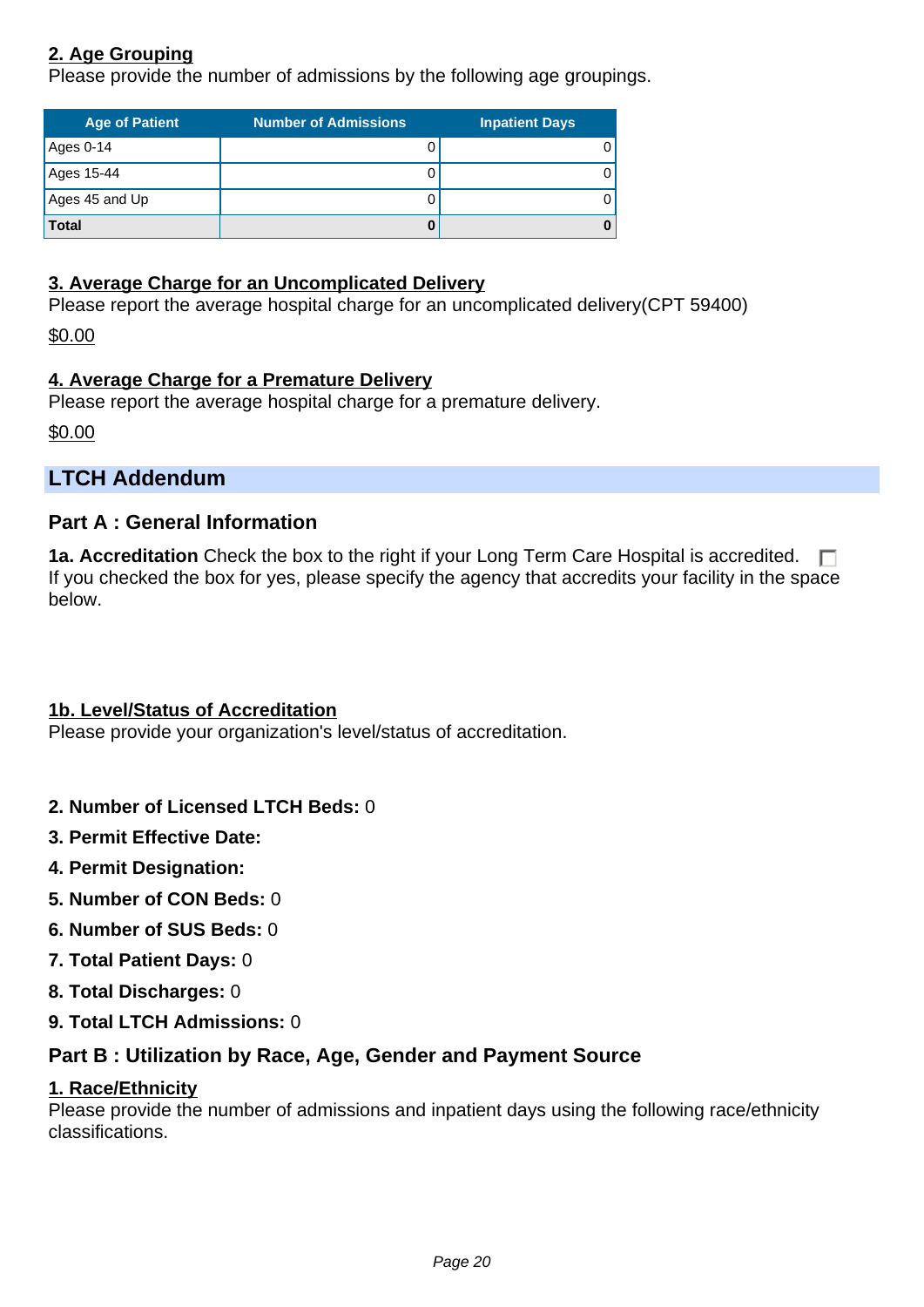### 2. Age Grouping

Please provide the number of admissions by the following age groupings.

| Age of Patient | Number of Admissions | Inpatient Days |
|---|---|---|
| Ages 0-14 | 0 | 0 |
| Ages 15-44 | 0 | 0 |
| Ages 45 and Up | 0 | 0 |
| **Total** | **0** | **0** |

### 3. Average Charge for an Uncomplicated Delivery

Please report the average hospital charge for an uncomplicated delivery(CPT 59400)

$0.00

### 4. Average Charge for a Premature Delivery

Please report the average hospital charge for a premature delivery.

$0.00

## LTCH Addendum

### Part A : General Information

**1a. Accreditation** Check the box to the right if your Long Term Care Hospital is accredited. ☐
If you checked the box for yes, please specify the agency that accredits your facility in the space below.

### 1b. Level/Status of Accreditation

Please provide your organization's level/status of accreditation.

**2. Number of Licensed LTCH Beds:** 0

**3. Permit Effective Date:**

**4. Permit Designation:**

**5. Number of CON Beds:** 0

**6. Number of SUS Beds:** 0

**7. Total Patient Days:** 0

**8. Total Discharges:** 0

**9. Total LTCH Admissions:** 0

### Part B : Utilization by Race, Age, Gender and Payment Source

### 1. Race/Ethnicity

Please provide the number of admissions and inpatient days using the following race/ethnicity classifications.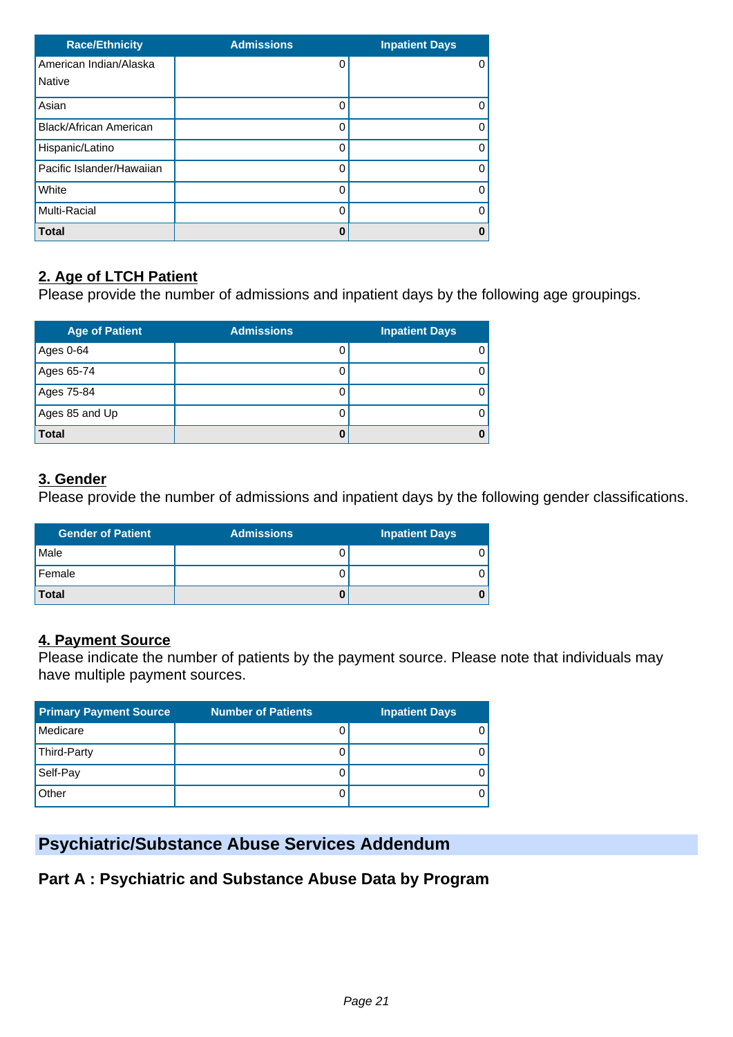| Race/Ethnicity | Admissions | Inpatient Days |
|---|---|---|
| American Indian/Alaska Native | 0 | 0 |
| Asian | 0 | 0 |
| Black/African American | 0 | 0 |
| Hispanic/Latino | 0 | 0 |
| Pacific Islander/Hawaiian | 0 | 0 |
| White | 0 | 0 |
| Multi-Racial | 0 | 0 |
| **Total** | **0** | **0** |

### 2. Age of LTCH Patient

Please provide the number of admissions and inpatient days by the following age groupings.

| Age of Patient | Admissions | Inpatient Days |
|---|---|---|
| Ages 0-64 | 0 | 0 |
| Ages 65-74 | 0 | 0 |
| Ages 75-84 | 0 | 0 |
| Ages 85 and Up | 0 | 0 |
| **Total** | **0** | **0** |

### 3. Gender

Please provide the number of admissions and inpatient days by the following gender classifications.

| Gender of Patient | Admissions | Inpatient Days |
|---|---|---|
| Male | 0 | 0 |
| Female | 0 | 0 |
| **Total** | **0** | **0** |

### 4. Payment Source

Please indicate the number of patients by the payment source. Please note that individuals may have multiple payment sources.

| Primary Payment Source | Number of Patients | Inpatient Days |
|---|---|---|
| Medicare | 0 | 0 |
| Third-Party | 0 | 0 |
| Self-Pay | 0 | 0 |
| Other | 0 | 0 |

## Psychiatric/Substance Abuse Services Addendum

### Part A : Psychiatric and Substance Abuse Data by Program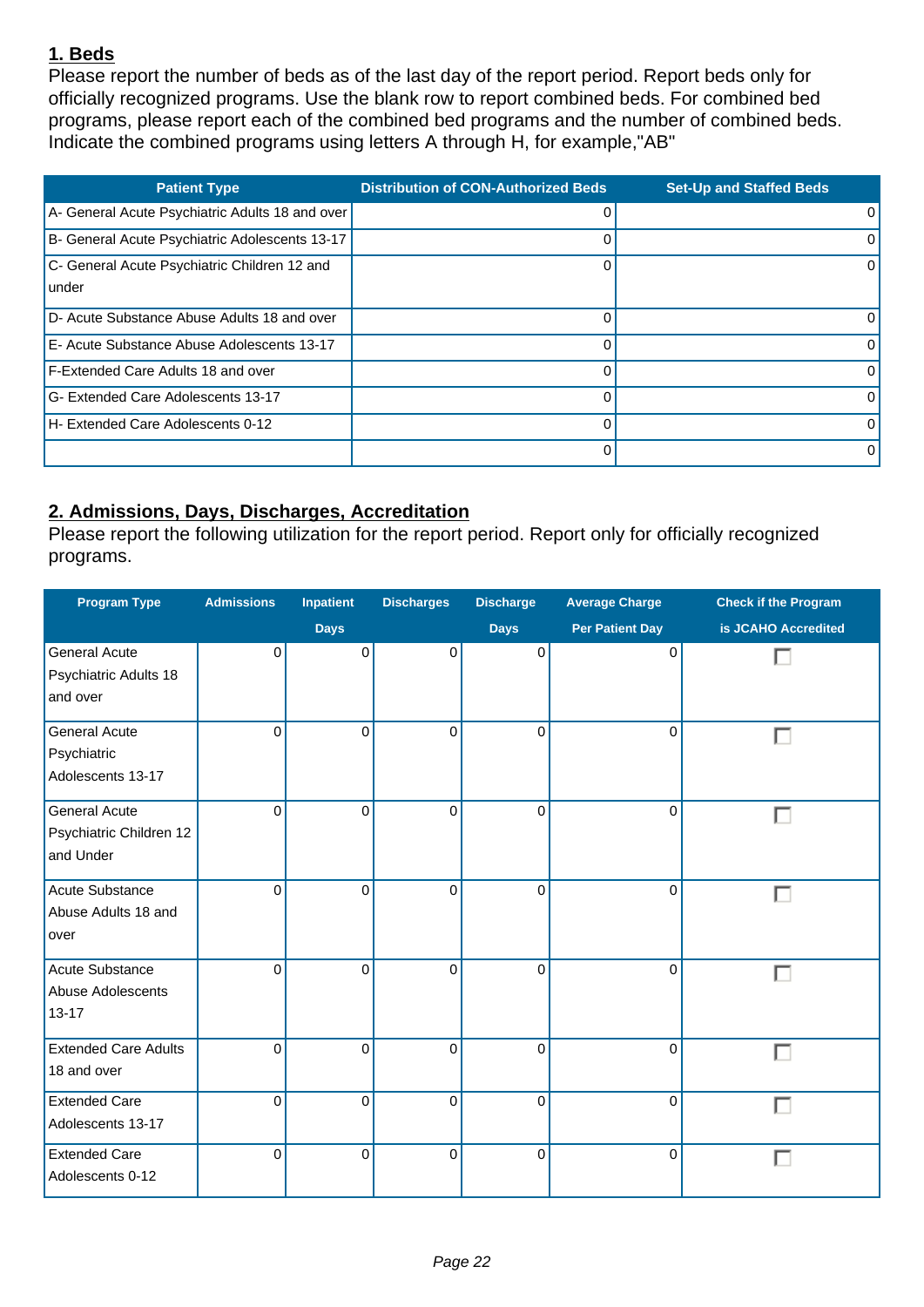## 1. Beds

Please report the number of beds as of the last day of the report period. Report beds only for officially recognized programs. Use the blank row to report combined beds. For combined bed programs, please report each of the combined bed programs and the number of combined beds. Indicate the combined programs using letters A through H, for example,"AB"

| Patient Type | Distribution of CON-Authorized Beds | Set-Up and Staffed Beds |
|---|---|---|
| A- General Acute Psychiatric Adults 18 and over | 0 | 0 |
| B- General Acute Psychiatric Adolescents 13-17 | 0 | 0 |
| C- General Acute Psychiatric Children 12 and under | 0 | 0 |
| D- Acute Substance Abuse Adults 18 and over | 0 | 0 |
| E- Acute Substance Abuse Adolescents 13-17 | 0 | 0 |
| F-Extended Care Adults 18 and over | 0 | 0 |
| G- Extended Care Adolescents 13-17 | 0 | 0 |
| H- Extended Care Adolescents 0-12 | 0 | 0 |
| | 0 | 0 |

## 2. Admissions, Days, Discharges, Accreditation

Please report the following utilization for the report period. Report only for officially recognized programs.

| Program Type | Admissions | Inpatient Days | Discharges | Discharge Days | Average Charge Per Patient Day | Check if the Program is JCAHO Accredited |
|---|---|---|---|---|---|---|
| General Acute Psychiatric Adults 18 and over | 0 | 0 | 0 | 0 | 0 | ☐ |
| General Acute Psychiatric Adolescents 13-17 | 0 | 0 | 0 | 0 | 0 | ☐ |
| General Acute Psychiatric Children 12 and Under | 0 | 0 | 0 | 0 | 0 | ☐ |
| Acute Substance Abuse Adults 18 and over | 0 | 0 | 0 | 0 | 0 | ☐ |
| Acute Substance Abuse Adolescents 13-17 | 0 | 0 | 0 | 0 | 0 | ☐ |
| Extended Care Adults 18 and over | 0 | 0 | 0 | 0 | 0 | ☐ |
| Extended Care Adolescents 13-17 | 0 | 0 | 0 | 0 | 0 | ☐ |
| Extended Care Adolescents 0-12 | 0 | 0 | 0 | 0 | 0 | ☐ |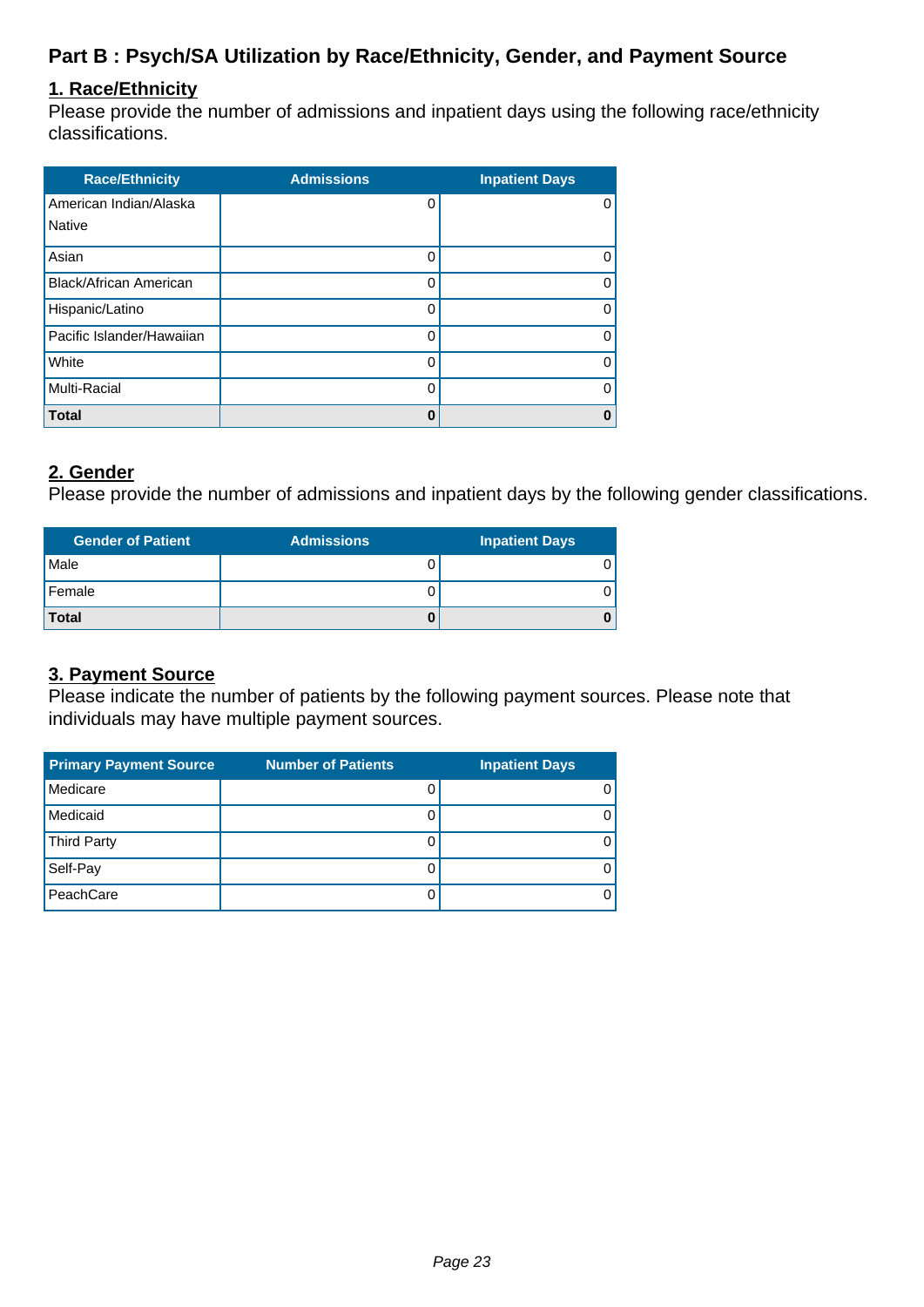## Part B : Psych/SA Utilization by Race/Ethnicity, Gender, and Payment Source

### 1. Race/Ethnicity

Please provide the number of admissions and inpatient days using the following race/ethnicity classifications.

| Race/Ethnicity | Admissions | Inpatient Days |
|---|---|---|
| American Indian/Alaska Native | 0 | 0 |
| Asian | 0 | 0 |
| Black/African American | 0 | 0 |
| Hispanic/Latino | 0 | 0 |
| Pacific Islander/Hawaiian | 0 | 0 |
| White | 0 | 0 |
| Multi-Racial | 0 | 0 |
| **Total** | **0** | **0** |

### 2. Gender

Please provide the number of admissions and inpatient days by the following gender classifications.

| Gender of Patient | Admissions | Inpatient Days |
|---|---|---|
| Male | 0 | 0 |
| Female | 0 | 0 |
| **Total** | **0** | **0** |

### 3. Payment Source

Please indicate the number of patients by the following payment sources. Please note that individuals may have multiple payment sources.

| Primary Payment Source | Number of Patients | Inpatient Days |
|---|---|---|
| Medicare | 0 | 0 |
| Medicaid | 0 | 0 |
| Third Party | 0 | 0 |
| Self-Pay | 0 | 0 |
| PeachCare | 0 | 0 |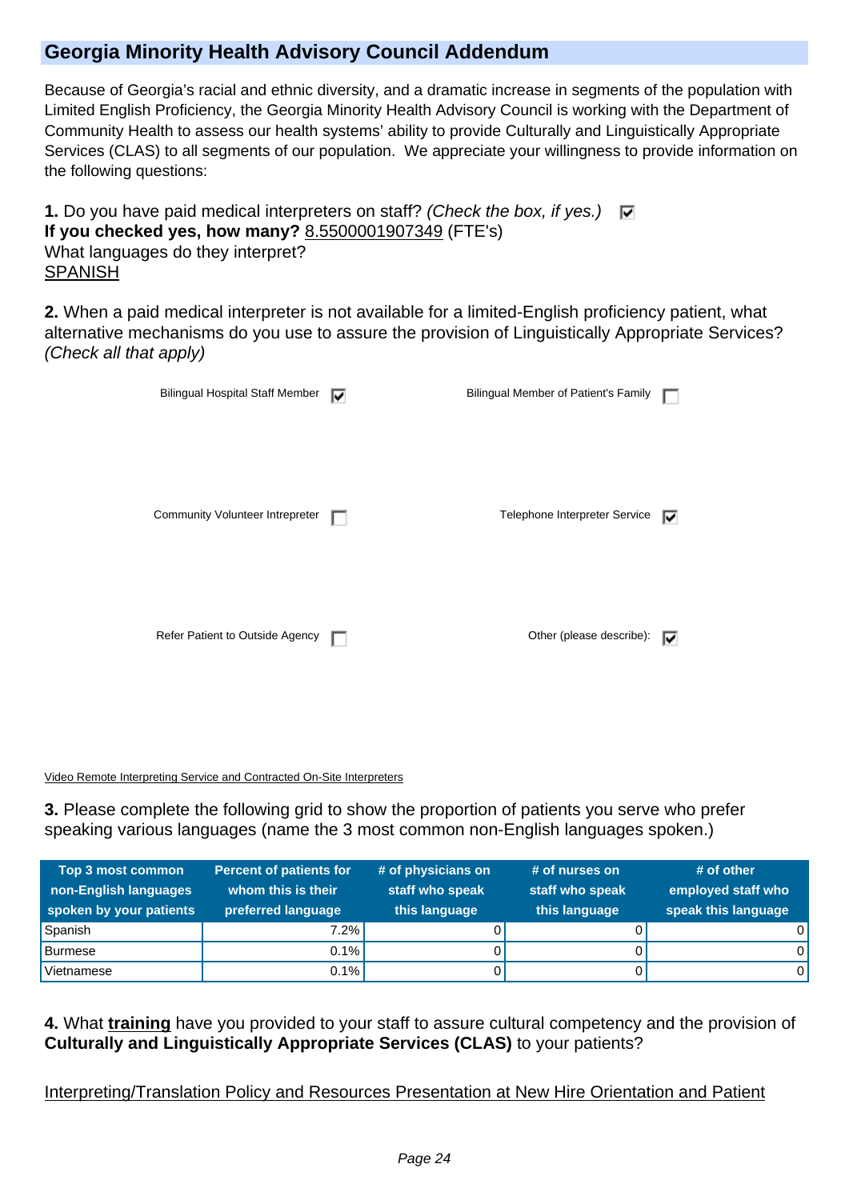## Georgia Minority Health Advisory Council Addendum

Because of Georgia's racial and ethnic diversity, and a dramatic increase in segments of the population with Limited English Proficiency, the Georgia Minority Health Advisory Council is working with the Department of Community Health to assess our health systems' ability to provide Culturally and Linguistically Appropriate Services (CLAS) to all segments of our population. We appreciate your willingness to provide information on the following questions:

**1.** Do you have paid medical interpreters on staff? *(Check the box, if yes.)* ☑
**If you checked yes, how many?** 8.5500001907349 (FTE's)
What languages do they interpret?
SPANISH

**2.** When a paid medical interpreter is not available for a limited-English proficiency patient, what alternative mechanisms do you use to assure the provision of Linguistically Appropriate Services? *(Check all that apply)*

- Bilingual Hospital Staff Member ☑
- Bilingual Member of Patient's Family ☐
- Community Volunteer Intrepreter ☐
- Telephone Interpreter Service ☑
- Refer Patient to Outside Agency ☐
- Other (please describe): ☑

Video Remote Interpreting Service and Contracted On-Site Interpreters

**3.** Please complete the following grid to show the proportion of patients you serve who prefer speaking various languages (name the 3 most common non-English languages spoken.)

| Top 3 most common non-English languages spoken by your patients | Percent of patients for whom this is their preferred language | # of physicians on staff who speak this language | # of nurses on staff who speak this language | # of other employed staff who speak this language |
|---|---|---|---|---|
| Spanish | 7.2% | 0 | 0 | 0 |
| Burmese | 0.1% | 0 | 0 | 0 |
| Vietnamese | 0.1% | 0 | 0 | 0 |

**4.** What **training** have you provided to your staff to assure cultural competency and the provision of **Culturally and Linguistically Appropriate Services (CLAS)** to your patients?

Interpreting/Translation Policy and Resources Presentation at New Hire Orientation and Patient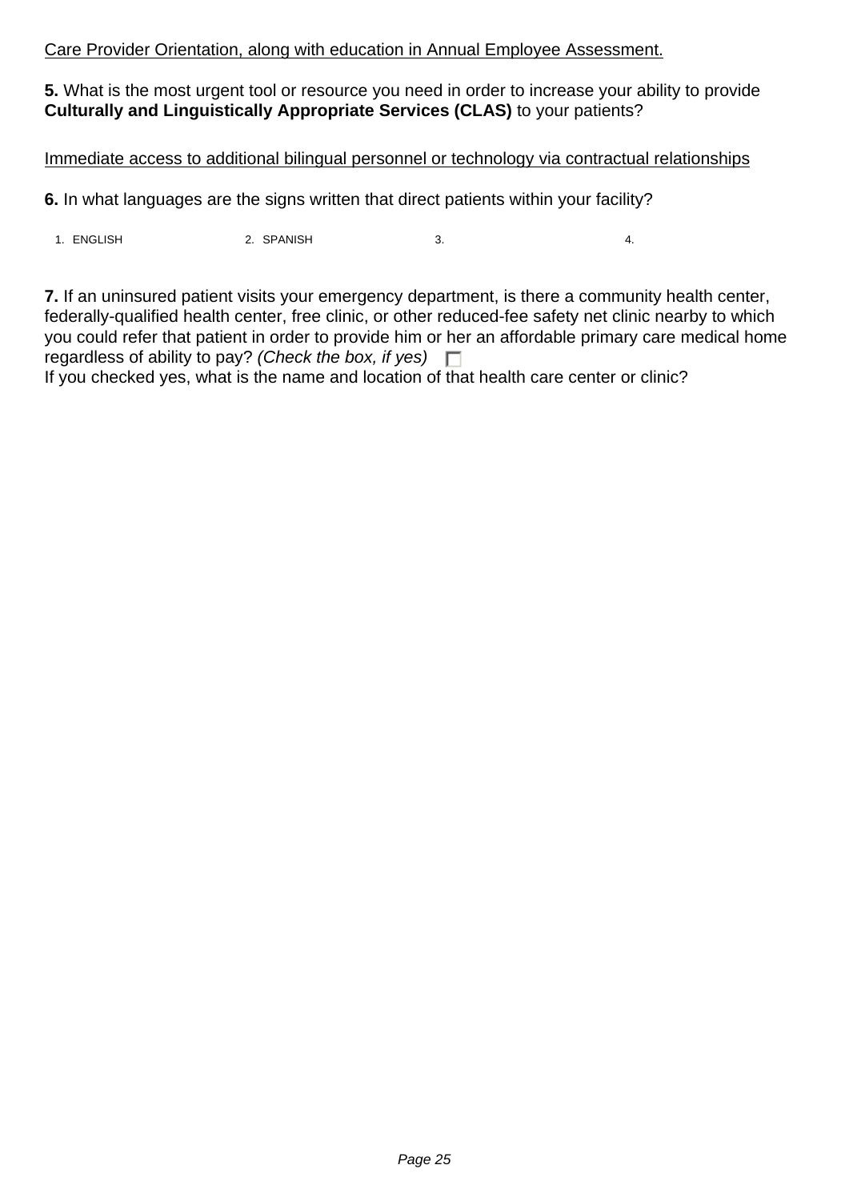<u>Care Provider Orientation, along with education in Annual Employee Assessment.</u>

**5.** What is the most urgent tool or resource you need in order to increase your ability to provide **Culturally and Linguistically Appropriate Services (CLAS)** to your patients?

<u>Immediate access to additional bilingual personnel or technology via contractual relationships</u>

**6.** In what languages are the signs written that direct patients within your facility?

1. ENGLISH
2. SPANISH
3.
4.

**7.** If an uninsured patient visits your emergency department, is there a community health center, federally-qualified health center, free clinic, or other reduced-fee safety net clinic nearby to which you could refer that patient in order to provide him or her an affordable primary care medical home regardless of ability to pay? *(Check the box, if yes)* ☐

If you checked yes, what is the name and location of that health care center or clinic?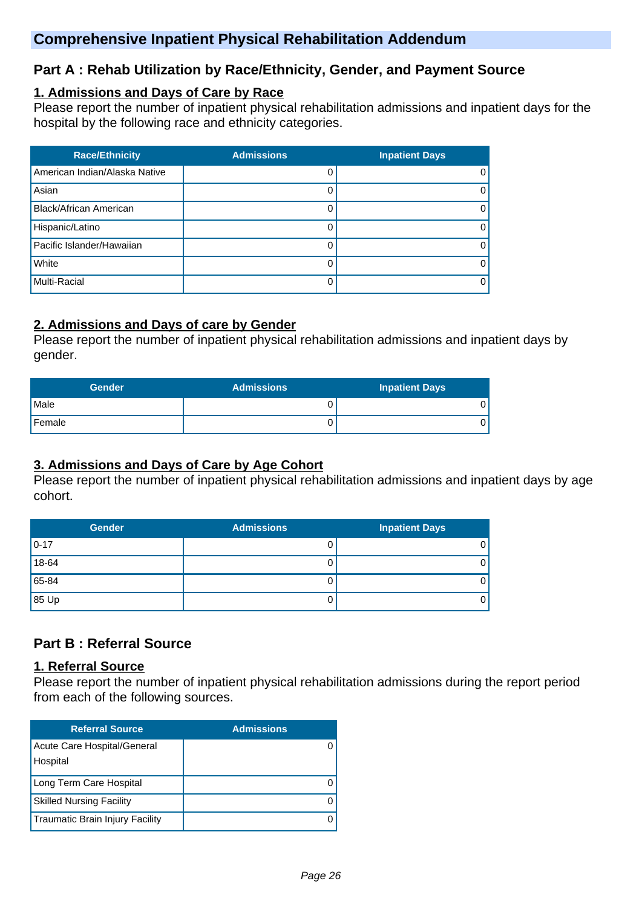# Comprehensive Inpatient Physical Rehabilitation Addendum

## Part A : Rehab Utilization by Race/Ethnicity, Gender, and Payment Source

### 1. Admissions and Days of Care by Race

Please report the number of inpatient physical rehabilitation admissions and inpatient days for the hospital by the following race and ethnicity categories.

| Race/Ethnicity | Admissions | Inpatient Days |
|---|---|---|
| American Indian/Alaska Native | 0 | 0 |
| Asian | 0 | 0 |
| Black/African American | 0 | 0 |
| Hispanic/Latino | 0 | 0 |
| Pacific Islander/Hawaiian | 0 | 0 |
| White | 0 | 0 |
| Multi-Racial | 0 | 0 |

### 2. Admissions and Days of care by Gender

Please report the number of inpatient physical rehabilitation admissions and inpatient days by gender.

| Gender | Admissions | Inpatient Days |
|---|---|---|
| Male | 0 | 0 |
| Female | 0 | 0 |

### 3. Admissions and Days of Care by Age Cohort

Please report the number of inpatient physical rehabilitation admissions and inpatient days by age cohort.

| Gender | Admissions | Inpatient Days |
|---|---|---|
| 0-17 | 0 | 0 |
| 18-64 | 0 | 0 |
| 65-84 | 0 | 0 |
| 85 Up | 0 | 0 |

## Part B : Referral Source

### 1. Referral Source

Please report the number of inpatient physical rehabilitation admissions during the report period from each of the following sources.

| Referral Source | Admissions |
|---|---|
| Acute Care Hospital/General Hospital | 0 |
| Long Term Care Hospital | 0 |
| Skilled Nursing Facility | 0 |
| Traumatic Brain Injury Facility | 0 |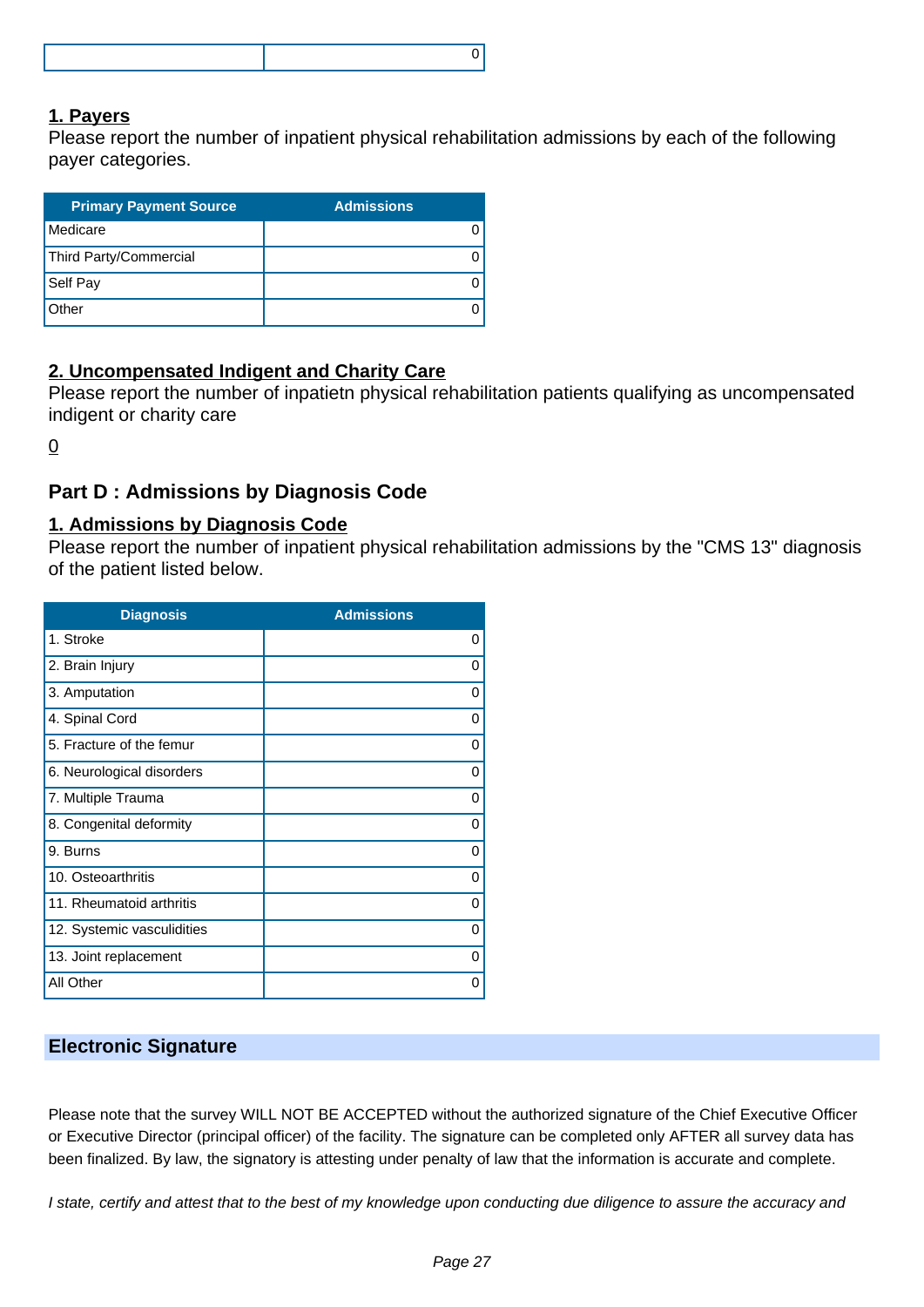| | 0 |
|---|---|

**1. Payers**

Please report the number of inpatient physical rehabilitation admissions by each of the following payer categories.

| Primary Payment Source | Admissions |
|---|---|
| Medicare | 0 |
| Third Party/Commercial | 0 |
| Self Pay | 0 |
| Other | 0 |

**2. Uncompensated Indigent and Charity Care**

Please report the number of inpatietn physical rehabilitation patients qualifying as uncompensated indigent or charity care

0

## Part D : Admissions by Diagnosis Code

**1. Admissions by Diagnosis Code**

Please report the number of inpatient physical rehabilitation admissions by the "CMS 13" diagnosis of the patient listed below.

| Diagnosis | Admissions |
|---|---|
| 1. Stroke | 0 |
| 2. Brain Injury | 0 |
| 3. Amputation | 0 |
| 4. Spinal Cord | 0 |
| 5. Fracture of the femur | 0 |
| 6. Neurological disorders | 0 |
| 7. Multiple Trauma | 0 |
| 8. Congenital deformity | 0 |
| 9. Burns | 0 |
| 10. Osteoarthritis | 0 |
| 11. Rheumatoid arthritis | 0 |
| 12. Systemic vasculidities | 0 |
| 13. Joint replacement | 0 |
| All Other | 0 |

## Electronic Signature

Please note that the survey WILL NOT BE ACCEPTED without the authorized signature of the Chief Executive Officer or Executive Director (principal officer) of the facility. The signature can be completed only AFTER all survey data has been finalized. By law, the signatory is attesting under penalty of law that the information is accurate and complete.

*I state, certify and attest that to the best of my knowledge upon conducting due diligence to assure the accuracy and*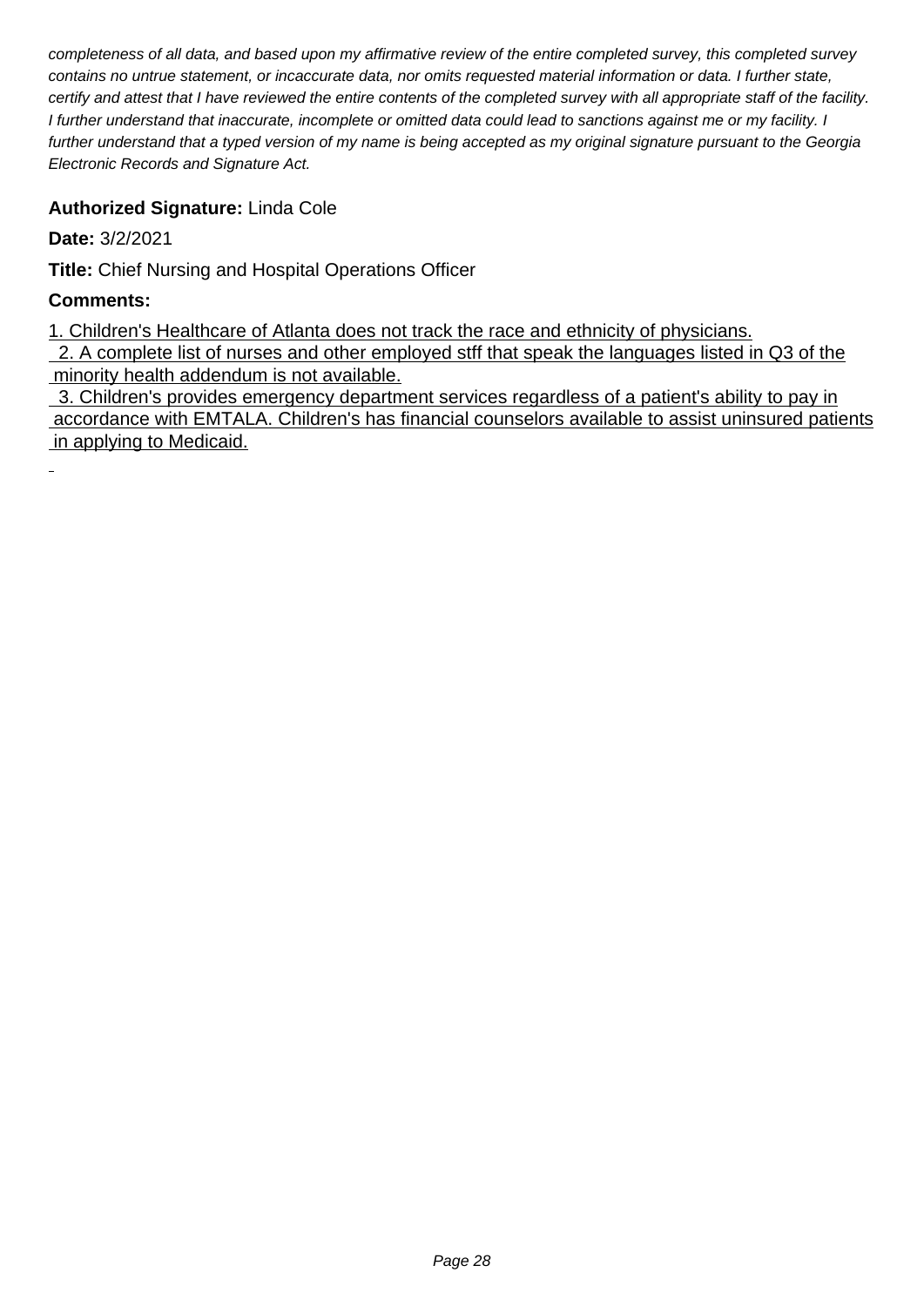*completeness of all data, and based upon my affirmative review of the entire completed survey, this completed survey contains no untrue statement, or incaccurate data, nor omits requested material information or data. I further state, certify and attest that I have reviewed the entire contents of the completed survey with all appropriate staff of the facility. I further understand that inaccurate, incomplete or omitted data could lead to sanctions against me or my facility. I further understand that a typed version of my name is being accepted as my original signature pursuant to the Georgia Electronic Records and Signature Act.*

**Authorized Signature:** Linda Cole

**Date:** 3/2/2021

**Title:** Chief Nursing and Hospital Operations Officer

**Comments:**

1. Children's Healthcare of Atlanta does not track the race and ethnicity of physicians.
2. A complete list of nurses and other employed stff that speak the languages listed in Q3 of the minority health addendum is not available.
3. Children's provides emergency department services regardless of a patient's ability to pay in accordance with EMTALA. Children's has financial counselors available to assist uninsured patients in applying to Medicaid.